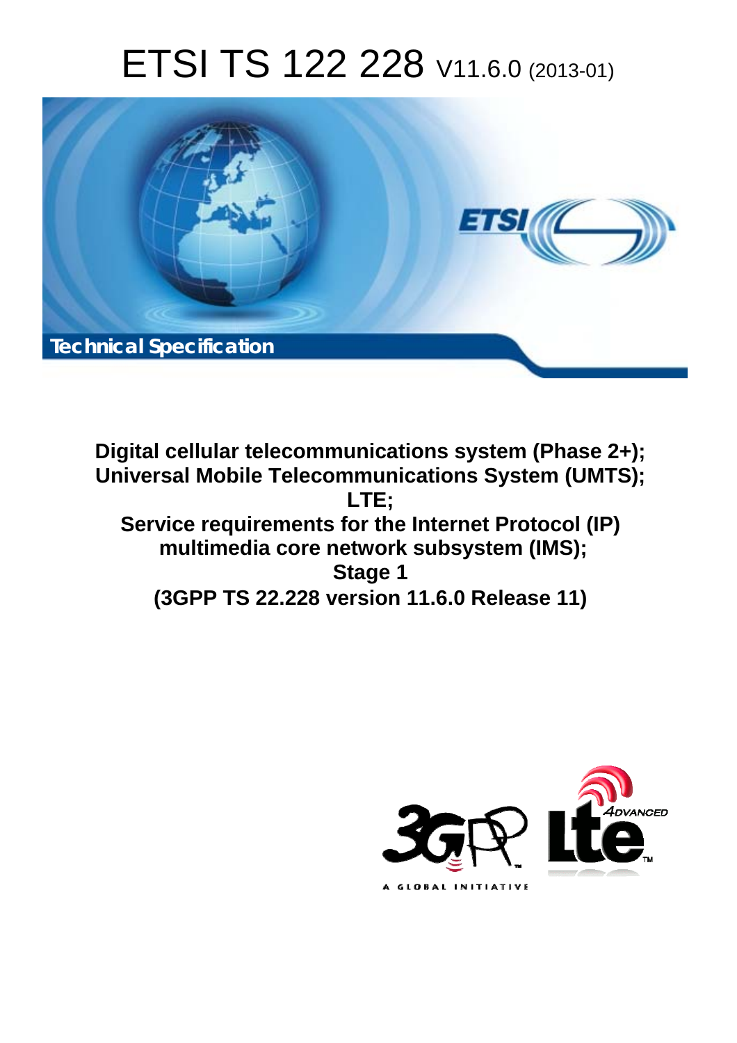# ETSI TS 122 228 V11.6.0 (2013-01)

Technical Specification

**Digital cellular telecommunications system (Phase 2+);
Universal Mobile Telecommunications System (UMTS);
LTE;
Service requirements for the Internet Protocol (IP)
multimedia core network subsystem (IMS);
Stage 1
(3GPP TS 22.228 version 11.6.0 Release 11)**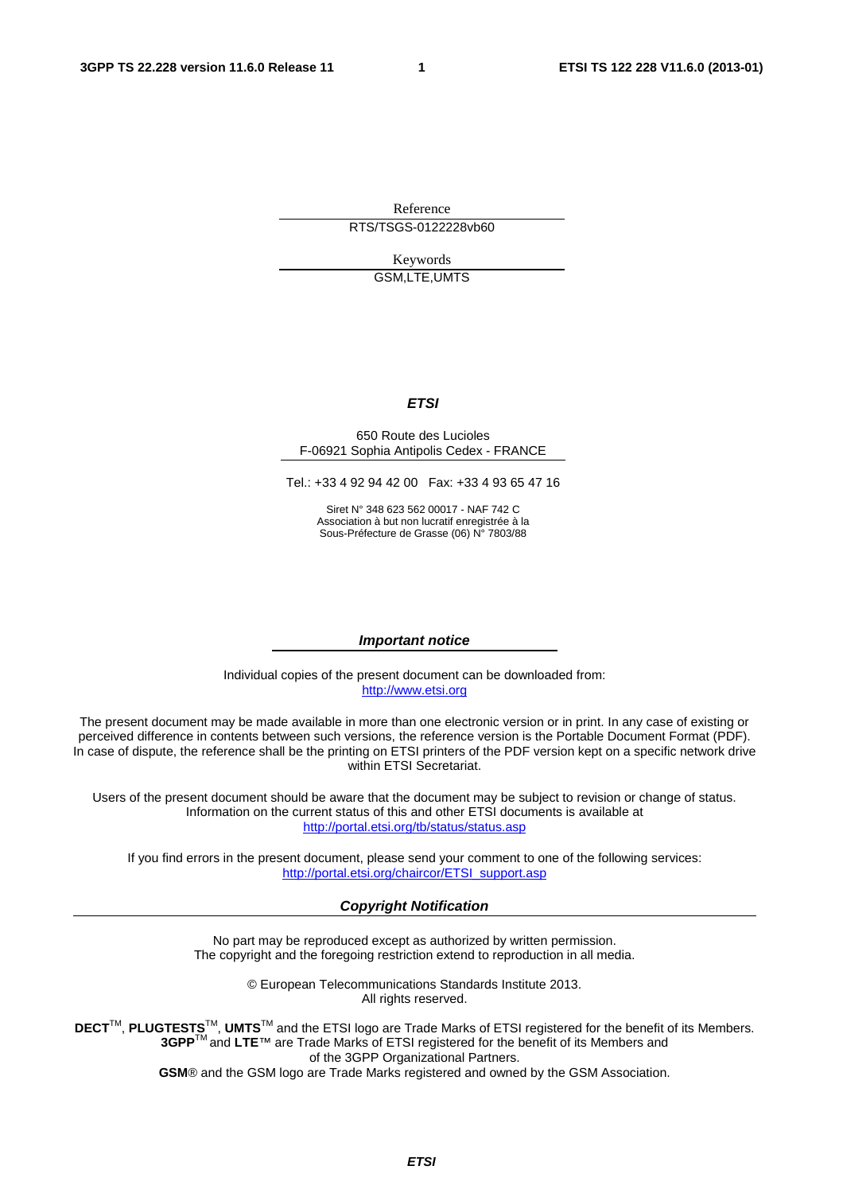Reference

RTS/TSGS-0122228vb60

Keywords

GSM,LTE,UMTS

***ETSI***

650 Route des Lucioles
F-06921 Sophia Antipolis Cedex - FRANCE

Tel.: +33 4 92 94 42 00 Fax: +33 4 93 65 47 16

Siret N° 348 623 562 00017 - NAF 742 C
Association à but non lucratif enregistrée à la
Sous-Préfecture de Grasse (06) N° 7803/88

***Important notice***

Individual copies of the present document can be downloaded from:
http://www.etsi.org

The present document may be made available in more than one electronic version or in print. In any case of existing or perceived difference in contents between such versions, the reference version is the Portable Document Format (PDF). In case of dispute, the reference shall be the printing on ETSI printers of the PDF version kept on a specific network drive within ETSI Secretariat.

Users of the present document should be aware that the document may be subject to revision or change of status. Information on the current status of this and other ETSI documents is available at
http://portal.etsi.org/tb/status/status.asp

If you find errors in the present document, please send your comment to one of the following services:
http://portal.etsi.org/chaircor/ETSI_support.asp

***Copyright Notification***

No part may be reproduced except as authorized by written permission.
The copyright and the foregoing restriction extend to reproduction in all media.

© European Telecommunications Standards Institute 2013.
All rights reserved.

**DECT**™, **PLUGTESTS**™, **UMTS**™ and the ETSI logo are Trade Marks of ETSI registered for the benefit of its Members.
**3GPP**™ and **LTE**™ are Trade Marks of ETSI registered for the benefit of its Members and
of the 3GPP Organizational Partners.
**GSM**® and the GSM logo are Trade Marks registered and owned by the GSM Association.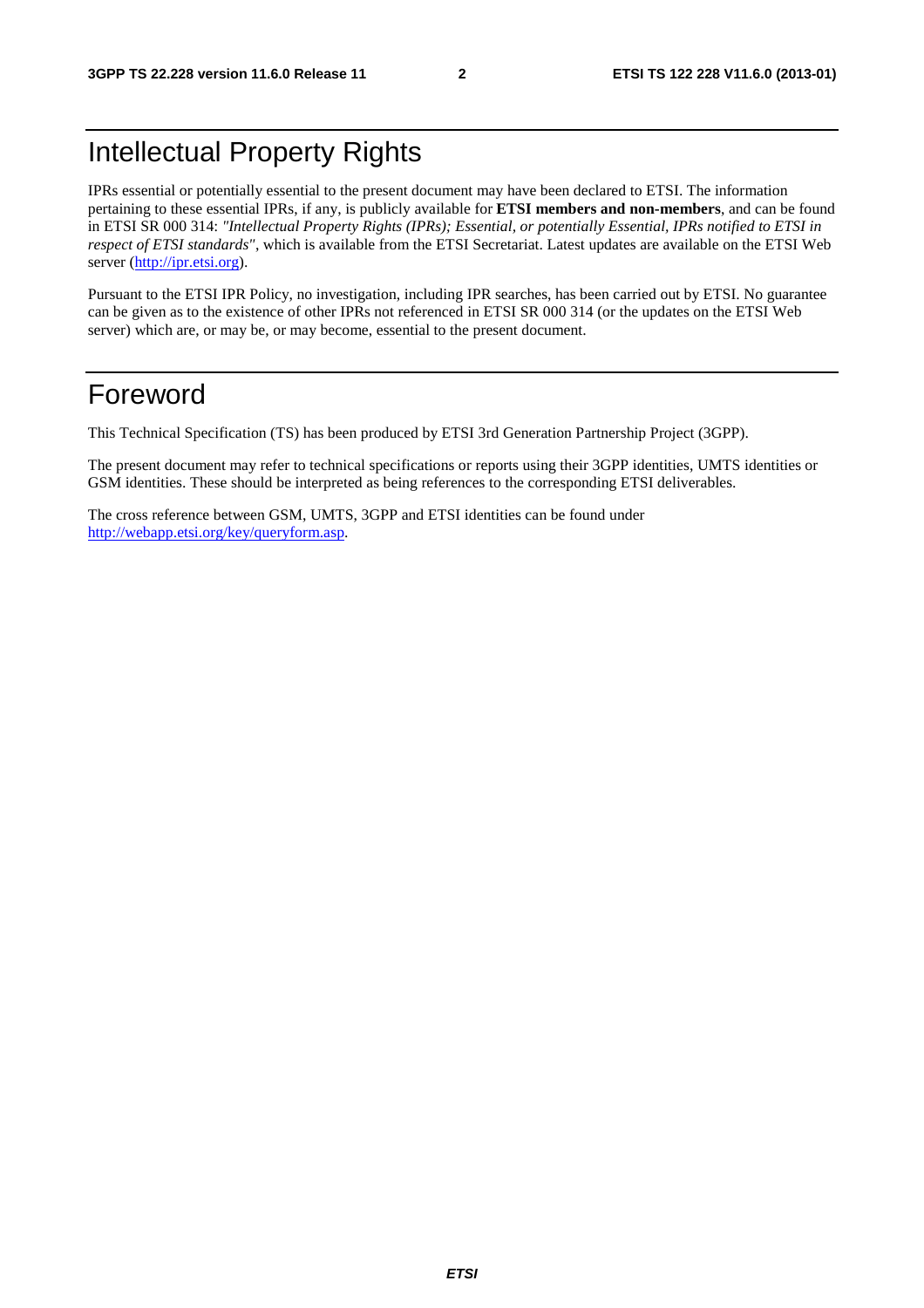# Intellectual Property Rights

IPRs essential or potentially essential to the present document may have been declared to ETSI. The information pertaining to these essential IPRs, if any, is publicly available for **ETSI members and non-members**, and can be found in ETSI SR 000 314: *"Intellectual Property Rights (IPRs); Essential, or potentially Essential, IPRs notified to ETSI in respect of ETSI standards"*, which is available from the ETSI Secretariat. Latest updates are available on the ETSI Web server (http://ipr.etsi.org).

Pursuant to the ETSI IPR Policy, no investigation, including IPR searches, has been carried out by ETSI. No guarantee can be given as to the existence of other IPRs not referenced in ETSI SR 000 314 (or the updates on the ETSI Web server) which are, or may be, or may become, essential to the present document.

# Foreword

This Technical Specification (TS) has been produced by ETSI 3rd Generation Partnership Project (3GPP).

The present document may refer to technical specifications or reports using their 3GPP identities, UMTS identities or GSM identities. These should be interpreted as being references to the corresponding ETSI deliverables.

The cross reference between GSM, UMTS, 3GPP and ETSI identities can be found under http://webapp.etsi.org/key/queryform.asp.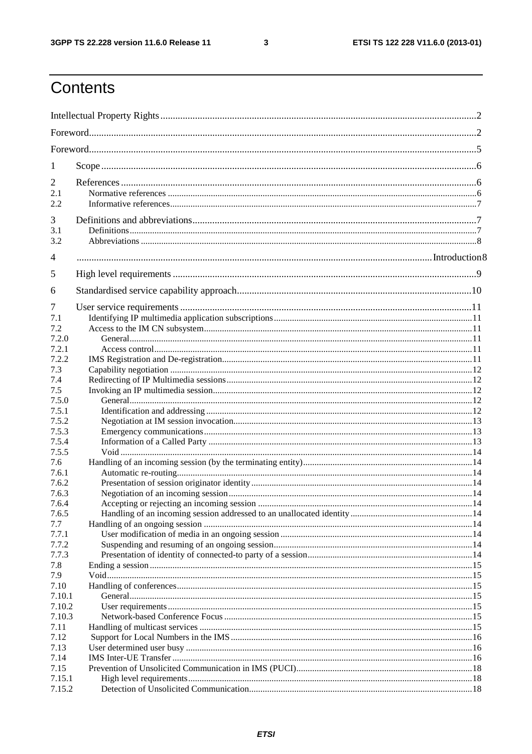# Contents

Intellectual Property Rights ..... 2
Foreword ..... 2
Foreword ..... 5
1 Scope ..... 6
2 References ..... 6
2.1 Normative references ..... 6
2.2 Informative references ..... 7
3 Definitions and abbreviations ..... 7
3.1 Definitions ..... 7
3.2 Abbreviations ..... 8
4 ..... Introduction 8
5 High level requirements ..... 9
6 Standardised service capability approach ..... 10
7 User service requirements ..... 11
7.1 Identifying IP multimedia application subscriptions ..... 11
7.2 Access to the IM CN subsystem ..... 11
7.2.0 General ..... 11
7.2.1 Access control ..... 11
7.2.2 IMS Registration and De-registration ..... 11
7.3 Capability negotiation ..... 12
7.4 Redirecting of IP Multimedia sessions ..... 12
7.5 Invoking an IP multimedia session ..... 12
7.5.0 General ..... 12
7.5.1 Identification and addressing ..... 12
7.5.2 Negotiation at IM session invocation ..... 13
7.5.3 Emergency communications ..... 13
7.5.4 Information of a Called Party ..... 13
7.5.5 Void ..... 14
7.6 Handling of an incoming session (by the terminating entity) ..... 14
7.6.1 Automatic re-routing ..... 14
7.6.2 Presentation of session originator identity ..... 14
7.6.3 Negotiation of an incoming session ..... 14
7.6.4 Accepting or rejecting an incoming session ..... 14
7.6.5 Handling of an incoming session addressed to an unallocated identity ..... 14
7.7 Handling of an ongoing session ..... 14
7.7.1 User modification of media in an ongoing session ..... 14
7.7.2 Suspending and resuming of an ongoing session ..... 14
7.7.3 Presentation of identity of connected-to party of a session ..... 14
7.8 Ending a session ..... 15
7.9 Void ..... 15
7.10 Handling of conferences ..... 15
7.10.1 General ..... 15
7.10.2 User requirements ..... 15
7.10.3 Network-based Conference Focus ..... 15
7.11 Handling of multicast services ..... 15
7.12 Support for Local Numbers in the IMS ..... 16
7.13 User determined user busy ..... 16
7.14 IMS Inter-UE Transfer ..... 16
7.15 Prevention of Unsolicited Communication in IMS (PUCI) ..... 18
7.15.1 High level requirements ..... 18
7.15.2 Detection of Unsolicited Communication ..... 18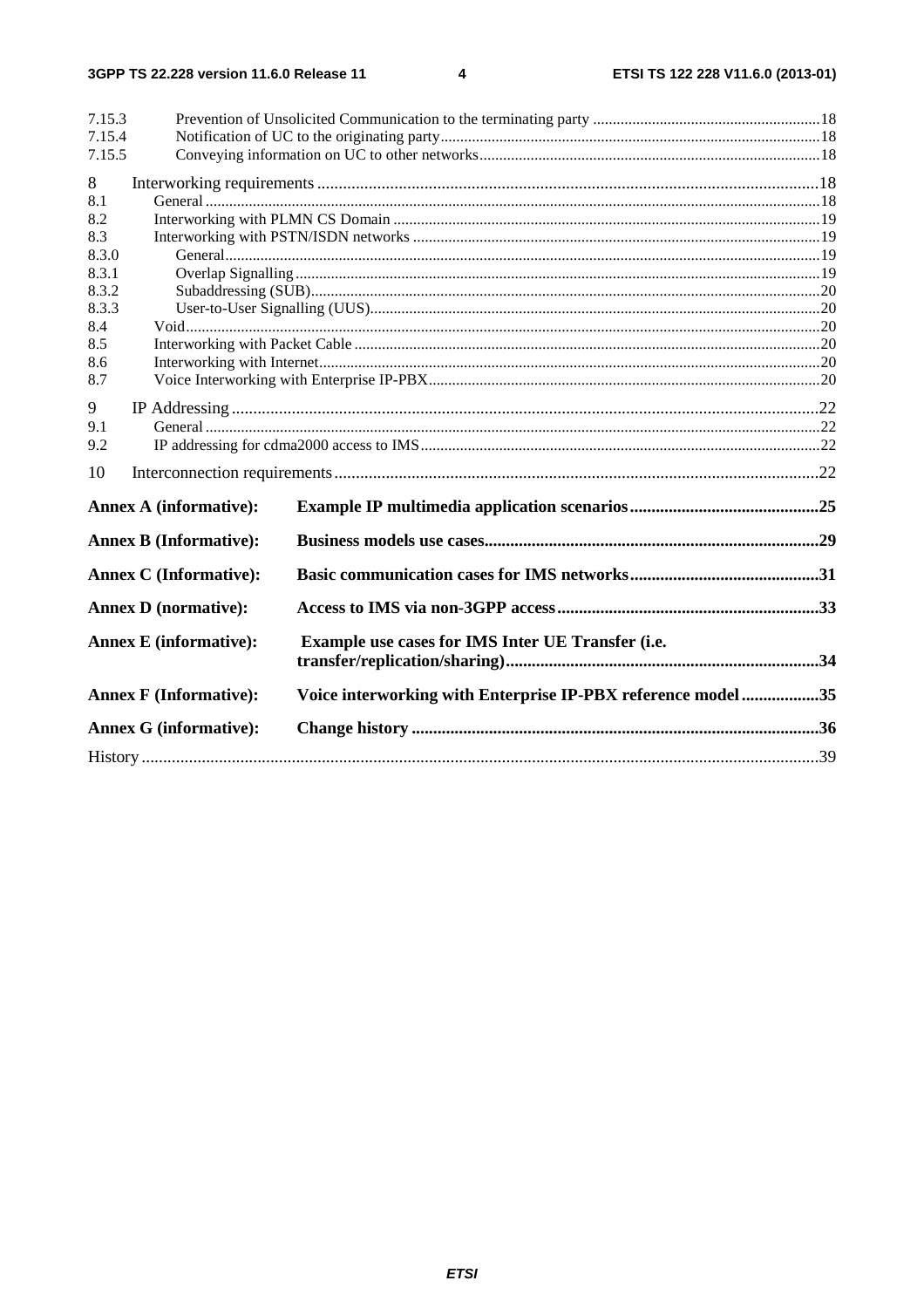7.15.3 Prevention of Unsolicited Communication to the terminating party .....18
7.15.4 Notification of UC to the originating party .....18
7.15.5 Conveying information on UC to other networks .....18

8 Interworking requirements .....18
8.1 General .....18
8.2 Interworking with PLMN CS Domain .....19
8.3 Interworking with PSTN/ISDN networks .....19
8.3.0 General .....19
8.3.1 Overlap Signalling .....19
8.3.2 Subaddressing (SUB) .....20
8.3.3 User-to-User Signalling (UUS) .....20
8.4 Void .....20
8.5 Interworking with Packet Cable .....20
8.6 Interworking with Internet .....20
8.7 Voice Interworking with Enterprise IP-PBX .....20

9 IP Addressing .....22
9.1 General .....22
9.2 IP addressing for cdma2000 access to IMS .....22

10 Interconnection requirements .....22

**Annex A (informative): Example IP multimedia application scenarios .....25**

**Annex B (Informative): Business models use cases .....29**

**Annex C (Informative): Basic communication cases for IMS networks .....31**

**Annex D (normative): Access to IMS via non-3GPP access .....33**

**Annex E (informative): Example use cases for IMS Inter UE Transfer (i.e. transfer/replication/sharing) .....34**

**Annex F (Informative): Voice interworking with Enterprise IP-PBX reference model .....35**

**Annex G (informative): Change history .....36**

History .....39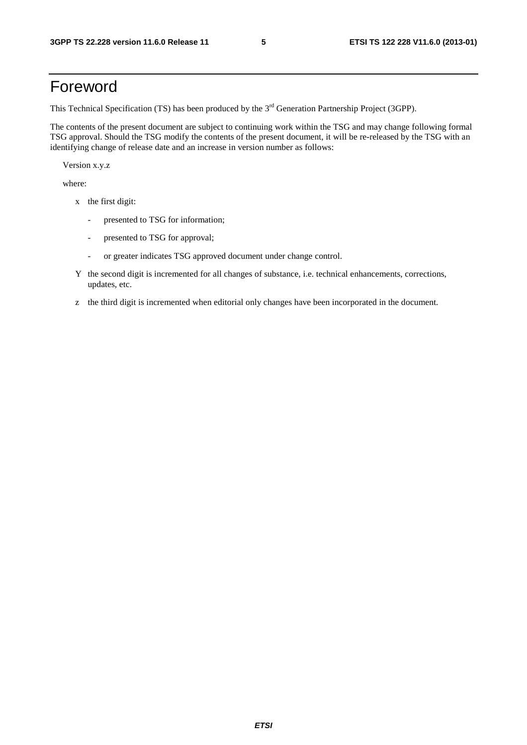# Foreword

This Technical Specification (TS) has been produced by the 3rd Generation Partnership Project (3GPP).

The contents of the present document are subject to continuing work within the TSG and may change following formal TSG approval. Should the TSG modify the contents of the present document, it will be re-released by the TSG with an identifying change of release date and an increase in version number as follows:

Version x.y.z

where:

x the first digit:

- presented to TSG for information;
- presented to TSG for approval;
- or greater indicates TSG approved document under change control.

Y the second digit is incremented for all changes of substance, i.e. technical enhancements, corrections, updates, etc.

z the third digit is incremented when editorial only changes have been incorporated in the document.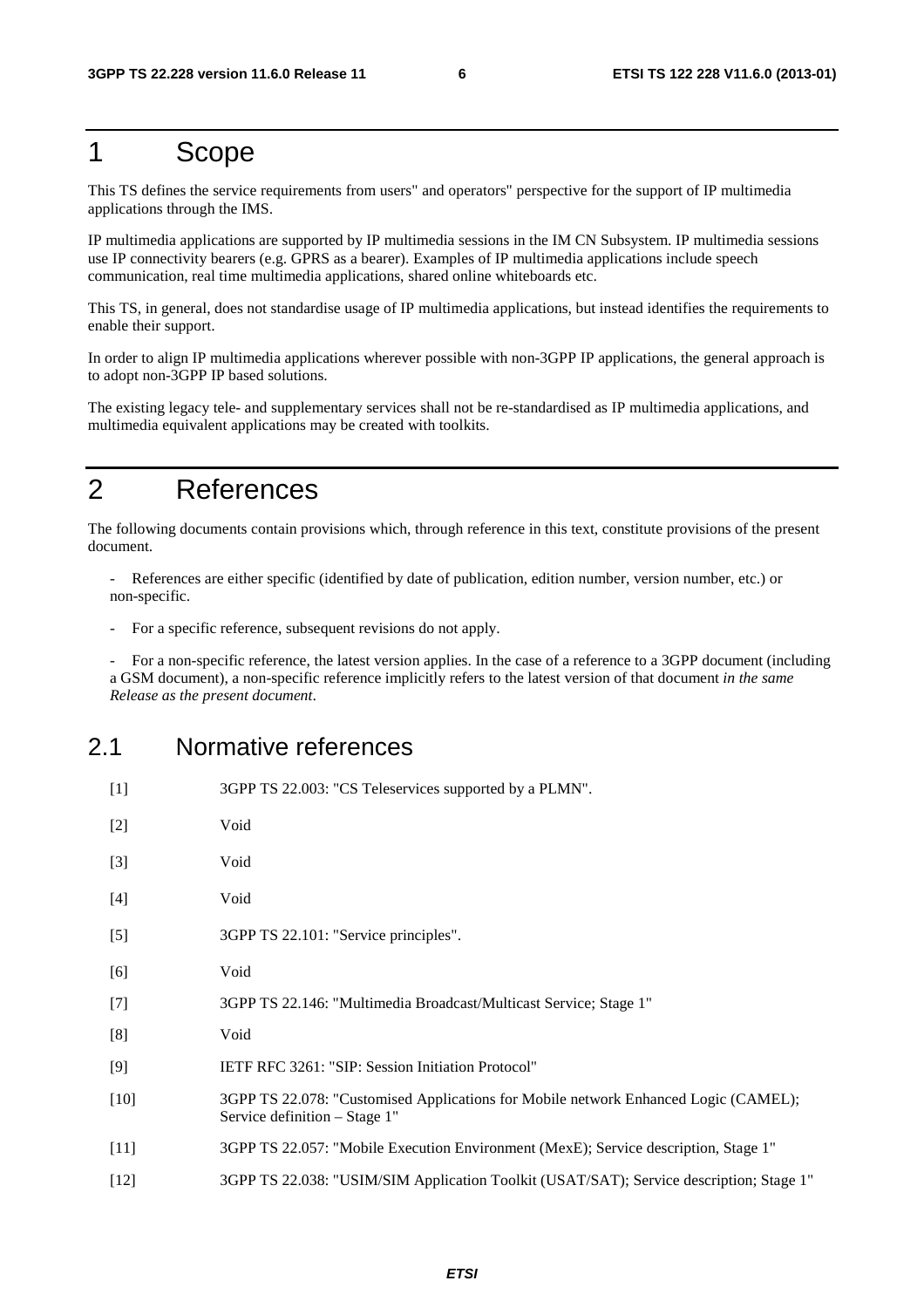# 1 Scope

This TS defines the service requirements from users" and operators" perspective for the support of IP multimedia applications through the IMS.

IP multimedia applications are supported by IP multimedia sessions in the IM CN Subsystem. IP multimedia sessions use IP connectivity bearers (e.g. GPRS as a bearer). Examples of IP multimedia applications include speech communication, real time multimedia applications, shared online whiteboards etc.

This TS, in general, does not standardise usage of IP multimedia applications, but instead identifies the requirements to enable their support.

In order to align IP multimedia applications wherever possible with non-3GPP IP applications, the general approach is to adopt non-3GPP IP based solutions.

The existing legacy tele- and supplementary services shall not be re-standardised as IP multimedia applications, and multimedia equivalent applications may be created with toolkits.

# 2 References

The following documents contain provisions which, through reference in this text, constitute provisions of the present document.

- References are either specific (identified by date of publication, edition number, version number, etc.) or non-specific.
- For a specific reference, subsequent revisions do not apply.
- For a non-specific reference, the latest version applies. In the case of a reference to a 3GPP document (including a GSM document), a non-specific reference implicitly refers to the latest version of that document *in the same Release as the present document*.

## 2.1 Normative references

[1] 3GPP TS 22.003: "CS Teleservices supported by a PLMN".

[2] Void

[3] Void

[4] Void

[5] 3GPP TS 22.101: "Service principles".

[6] Void

[7] 3GPP TS 22.146: "Multimedia Broadcast/Multicast Service; Stage 1"

[8] Void

[9] IETF RFC 3261: "SIP: Session Initiation Protocol"

[10] 3GPP TS 22.078: "Customised Applications for Mobile network Enhanced Logic (CAMEL); Service definition – Stage 1"

[11] 3GPP TS 22.057: "Mobile Execution Environment (MexE); Service description, Stage 1"

[12] 3GPP TS 22.038: "USIM/SIM Application Toolkit (USAT/SAT); Service description; Stage 1"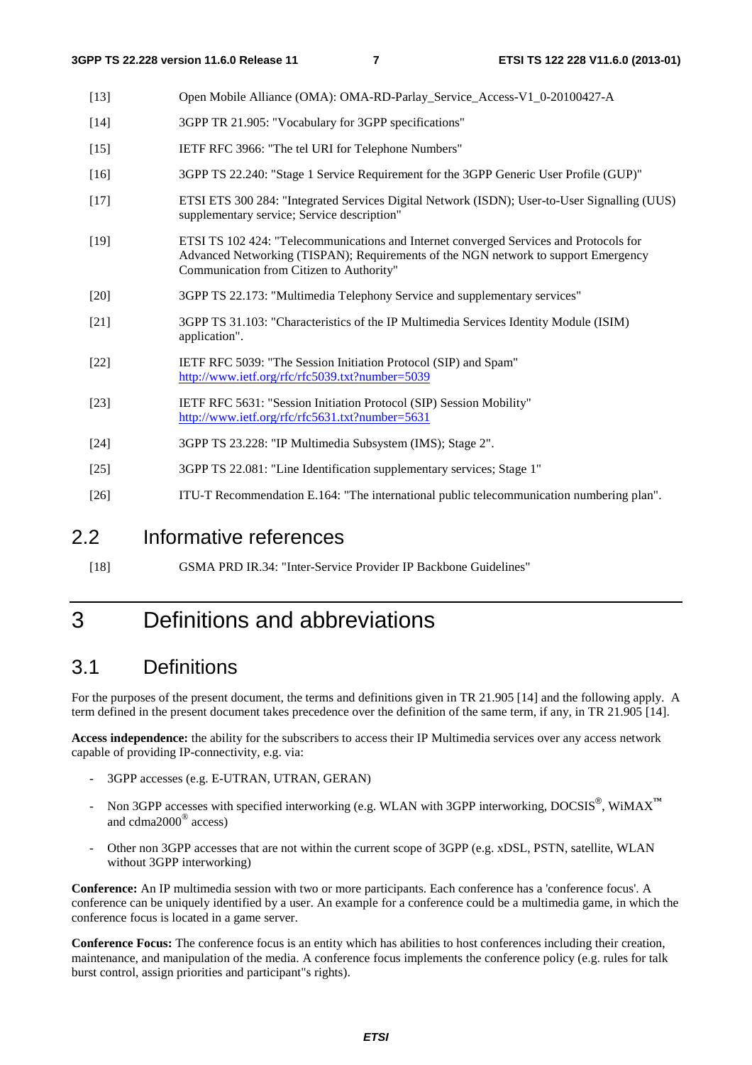[13] Open Mobile Alliance (OMA): OMA-RD-Parlay_Service_Access-V1_0-20100427-A

[14] 3GPP TR 21.905: "Vocabulary for 3GPP specifications"

[15] IETF RFC 3966: "The tel URI for Telephone Numbers"

[16] 3GPP TS 22.240: "Stage 1 Service Requirement for the 3GPP Generic User Profile (GUP)"

[17] ETSI ETS 300 284: "Integrated Services Digital Network (ISDN); User-to-User Signalling (UUS) supplementary service; Service description"

[19] ETSI TS 102 424: "Telecommunications and Internet converged Services and Protocols for Advanced Networking (TISPAN); Requirements of the NGN network to support Emergency Communication from Citizen to Authority"

[20] 3GPP TS 22.173: "Multimedia Telephony Service and supplementary services"

[21] 3GPP TS 31.103: "Characteristics of the IP Multimedia Services Identity Module (ISIM) application".

[22] IETF RFC 5039: "The Session Initiation Protocol (SIP) and Spam" http://www.ietf.org/rfc/rfc5039.txt?number=5039

[23] IETF RFC 5631: "Session Initiation Protocol (SIP) Session Mobility" http://www.ietf.org/rfc/rfc5631.txt?number=5631

[24] 3GPP TS 23.228: "IP Multimedia Subsystem (IMS); Stage 2".

[25] 3GPP TS 22.081: "Line Identification supplementary services; Stage 1"

[26] ITU-T Recommendation E.164: "The international public telecommunication numbering plan".

## 2.2 Informative references

[18] GSMA PRD IR.34: "Inter-Service Provider IP Backbone Guidelines"

# 3 Definitions and abbreviations

## 3.1 Definitions

For the purposes of the present document, the terms and definitions given in TR 21.905 [14] and the following apply. A term defined in the present document takes precedence over the definition of the same term, if any, in TR 21.905 [14].

**Access independence:** the ability for the subscribers to access their IP Multimedia services over any access network capable of providing IP-connectivity, e.g. via:

- 3GPP accesses (e.g. E-UTRAN, UTRAN, GERAN)
- Non 3GPP accesses with specified interworking (e.g. WLAN with 3GPP interworking, DOCSIS®, WiMAX™ and cdma2000® access)
- Other non 3GPP accesses that are not within the current scope of 3GPP (e.g. xDSL, PSTN, satellite, WLAN without 3GPP interworking)

**Conference:** An IP multimedia session with two or more participants. Each conference has a 'conference focus'. A conference can be uniquely identified by a user. An example for a conference could be a multimedia game, in which the conference focus is located in a game server.

**Conference Focus:** The conference focus is an entity which has abilities to host conferences including their creation, maintenance, and manipulation of the media. A conference focus implements the conference policy (e.g. rules for talk burst control, assign priorities and participant"s rights).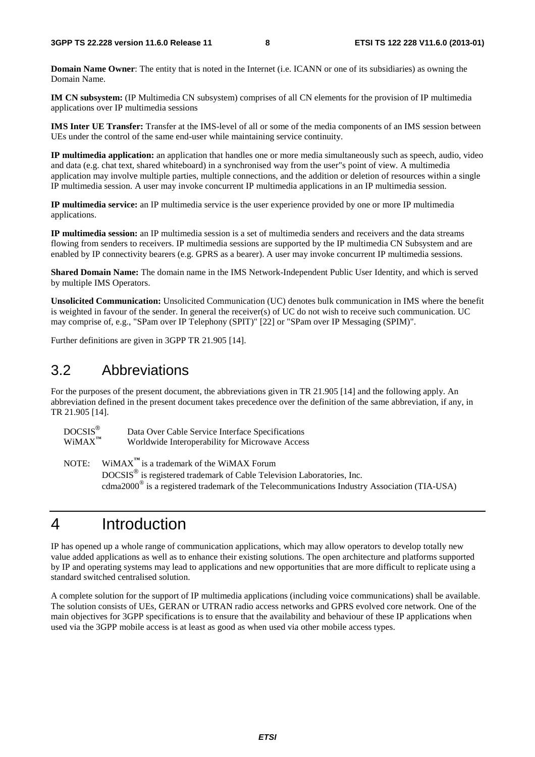**Domain Name Owner**: The entity that is noted in the Internet (i.e. ICANN or one of its subsidiaries) as owning the Domain Name.

**IM CN subsystem:** (IP Multimedia CN subsystem) comprises of all CN elements for the provision of IP multimedia applications over IP multimedia sessions

**IMS Inter UE Transfer:** Transfer at the IMS-level of all or some of the media components of an IMS session between UEs under the control of the same end-user while maintaining service continuity.

**IP multimedia application:** an application that handles one or more media simultaneously such as speech, audio, video and data (e.g. chat text, shared whiteboard) in a synchronised way from the user"s point of view. A multimedia application may involve multiple parties, multiple connections, and the addition or deletion of resources within a single IP multimedia session. A user may invoke concurrent IP multimedia applications in an IP multimedia session.

**IP multimedia service:** an IP multimedia service is the user experience provided by one or more IP multimedia applications.

**IP multimedia session:** an IP multimedia session is a set of multimedia senders and receivers and the data streams flowing from senders to receivers. IP multimedia sessions are supported by the IP multimedia CN Subsystem and are enabled by IP connectivity bearers (e.g. GPRS as a bearer). A user may invoke concurrent IP multimedia sessions.

**Shared Domain Name:** The domain name in the IMS Network-Independent Public User Identity, and which is served by multiple IMS Operators.

**Unsolicited Communication:** Unsolicited Communication (UC) denotes bulk communication in IMS where the benefit is weighted in favour of the sender. In general the receiver(s) of UC do not wish to receive such communication. UC may comprise of, e.g., "SPam over IP Telephony (SPIT)" [22] or "SPam over IP Messaging (SPIM)".

Further definitions are given in 3GPP TR 21.905 [14].

## 3.2 Abbreviations

For the purposes of the present document, the abbreviations given in TR 21.905 [14] and the following apply. An abbreviation defined in the present document takes precedence over the definition of the same abbreviation, if any, in TR 21.905 [14].

DOCSIS® Data Over Cable Service Interface Specifications
WiMAX™ Worldwide Interoperability for Microwave Access

NOTE: WiMAX™ is a trademark of the WiMAX Forum
DOCSIS® is registered trademark of Cable Television Laboratories, Inc.
cdma2000® is a registered trademark of the Telecommunications Industry Association (TIA-USA)

# 4 Introduction

IP has opened up a whole range of communication applications, which may allow operators to develop totally new value added applications as well as to enhance their existing solutions. The open architecture and platforms supported by IP and operating systems may lead to applications and new opportunities that are more difficult to replicate using a standard switched centralised solution.

A complete solution for the support of IP multimedia applications (including voice communications) shall be available. The solution consists of UEs, GERAN or UTRAN radio access networks and GPRS evolved core network. One of the main objectives for 3GPP specifications is to ensure that the availability and behaviour of these IP applications when used via the 3GPP mobile access is at least as good as when used via other mobile access types.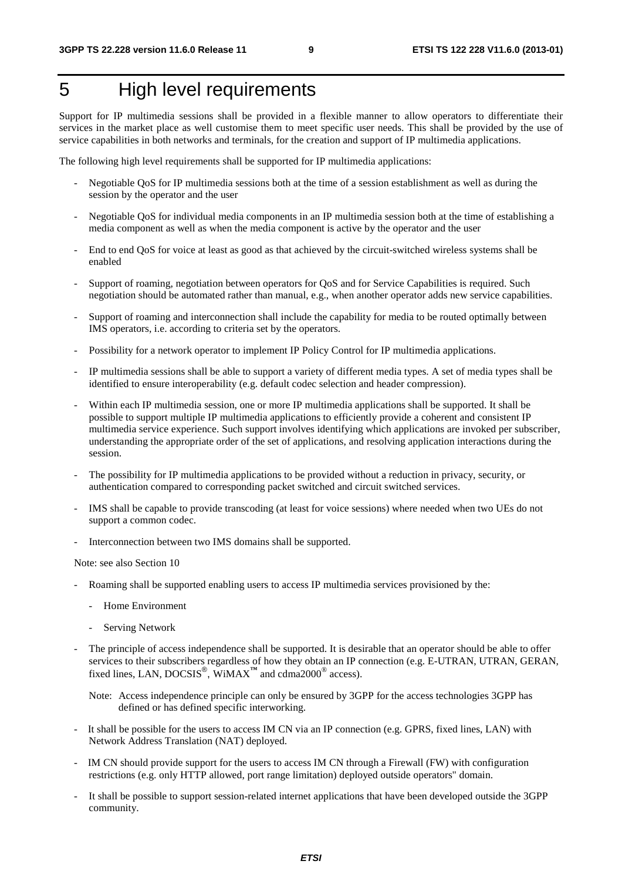# 5 High level requirements

Support for IP multimedia sessions shall be provided in a flexible manner to allow operators to differentiate their services in the market place as well customise them to meet specific user needs. This shall be provided by the use of service capabilities in both networks and terminals, for the creation and support of IP multimedia applications.

The following high level requirements shall be supported for IP multimedia applications:

- Negotiable QoS for IP multimedia sessions both at the time of a session establishment as well as during the session by the operator and the user
- Negotiable QoS for individual media components in an IP multimedia session both at the time of establishing a media component as well as when the media component is active by the operator and the user
- End to end QoS for voice at least as good as that achieved by the circuit-switched wireless systems shall be enabled
- Support of roaming, negotiation between operators for QoS and for Service Capabilities is required. Such negotiation should be automated rather than manual, e.g., when another operator adds new service capabilities.
- Support of roaming and interconnection shall include the capability for media to be routed optimally between IMS operators, i.e. according to criteria set by the operators.
- Possibility for a network operator to implement IP Policy Control for IP multimedia applications.
- IP multimedia sessions shall be able to support a variety of different media types. A set of media types shall be identified to ensure interoperability (e.g. default codec selection and header compression).
- Within each IP multimedia session, one or more IP multimedia applications shall be supported. It shall be possible to support multiple IP multimedia applications to efficiently provide a coherent and consistent IP multimedia service experience. Such support involves identifying which applications are invoked per subscriber, understanding the appropriate order of the set of applications, and resolving application interactions during the session.
- The possibility for IP multimedia applications to be provided without a reduction in privacy, security, or authentication compared to corresponding packet switched and circuit switched services.
- IMS shall be capable to provide transcoding (at least for voice sessions) where needed when two UEs do not support a common codec.
- Interconnection between two IMS domains shall be supported.

Note: see also Section 10

- Roaming shall be supported enabling users to access IP multimedia services provisioned by the:
  - Home Environment
  - Serving Network
- The principle of access independence shall be supported. It is desirable that an operator should be able to offer services to their subscribers regardless of how they obtain an IP connection (e.g. E-UTRAN, UTRAN, GERAN, fixed lines, LAN, DOCSIS®, WiMAX™ and cdma2000® access).

  Note: Access independence principle can only be ensured by 3GPP for the access technologies 3GPP has defined or has defined specific interworking.

- It shall be possible for the users to access IM CN via an IP connection (e.g. GPRS, fixed lines, LAN) with Network Address Translation (NAT) deployed.
- IM CN should provide support for the users to access IM CN through a Firewall (FW) with configuration restrictions (e.g. only HTTP allowed, port range limitation) deployed outside operators" domain.
- It shall be possible to support session-related internet applications that have been developed outside the 3GPP community.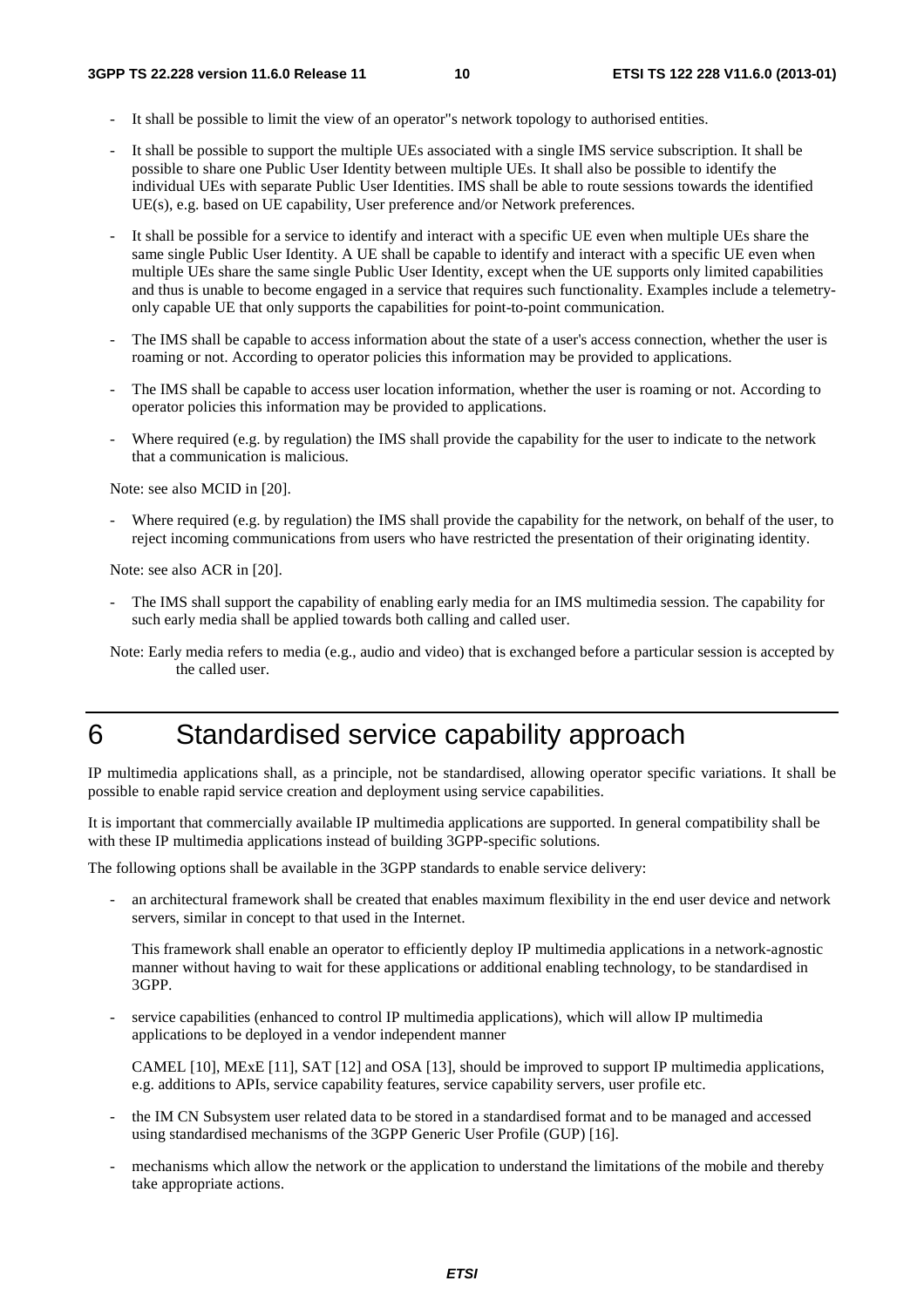- It shall be possible to limit the view of an operator"s network topology to authorised entities.

- It shall be possible to support the multiple UEs associated with a single IMS service subscription. It shall be possible to share one Public User Identity between multiple UEs. It shall also be possible to identify the individual UEs with separate Public User Identities. IMS shall be able to route sessions towards the identified UE(s), e.g. based on UE capability, User preference and/or Network preferences.

- It shall be possible for a service to identify and interact with a specific UE even when multiple UEs share the same single Public User Identity. A UE shall be capable to identify and interact with a specific UE even when multiple UEs share the same single Public User Identity, except when the UE supports only limited capabilities and thus is unable to become engaged in a service that requires such functionality. Examples include a telemetry-only capable UE that only supports the capabilities for point-to-point communication.

- The IMS shall be capable to access information about the state of a user's access connection, whether the user is roaming or not. According to operator policies this information may be provided to applications.

- The IMS shall be capable to access user location information, whether the user is roaming or not. According to operator policies this information may be provided to applications.

- Where required (e.g. by regulation) the IMS shall provide the capability for the user to indicate to the network that a communication is malicious.

Note: see also MCID in [20].

- Where required (e.g. by regulation) the IMS shall provide the capability for the network, on behalf of the user, to reject incoming communications from users who have restricted the presentation of their originating identity.

Note: see also ACR in [20].

- The IMS shall support the capability of enabling early media for an IMS multimedia session. The capability for such early media shall be applied towards both calling and called user.

Note: Early media refers to media (e.g., audio and video) that is exchanged before a particular session is accepted by the called user.

# 6 Standardised service capability approach

IP multimedia applications shall, as a principle, not be standardised, allowing operator specific variations. It shall be possible to enable rapid service creation and deployment using service capabilities.

It is important that commercially available IP multimedia applications are supported. In general compatibility shall be with these IP multimedia applications instead of building 3GPP-specific solutions.

The following options shall be available in the 3GPP standards to enable service delivery:

- an architectural framework shall be created that enables maximum flexibility in the end user device and network servers, similar in concept to that used in the Internet.

  This framework shall enable an operator to efficiently deploy IP multimedia applications in a network-agnostic manner without having to wait for these applications or additional enabling technology, to be standardised in 3GPP.

- service capabilities (enhanced to control IP multimedia applications), which will allow IP multimedia applications to be deployed in a vendor independent manner

  CAMEL [10], MExE [11], SAT [12] and OSA [13], should be improved to support IP multimedia applications, e.g. additions to APIs, service capability features, service capability servers, user profile etc.

- the IM CN Subsystem user related data to be stored in a standardised format and to be managed and accessed using standardised mechanisms of the 3GPP Generic User Profile (GUP) [16].

- mechanisms which allow the network or the application to understand the limitations of the mobile and thereby take appropriate actions.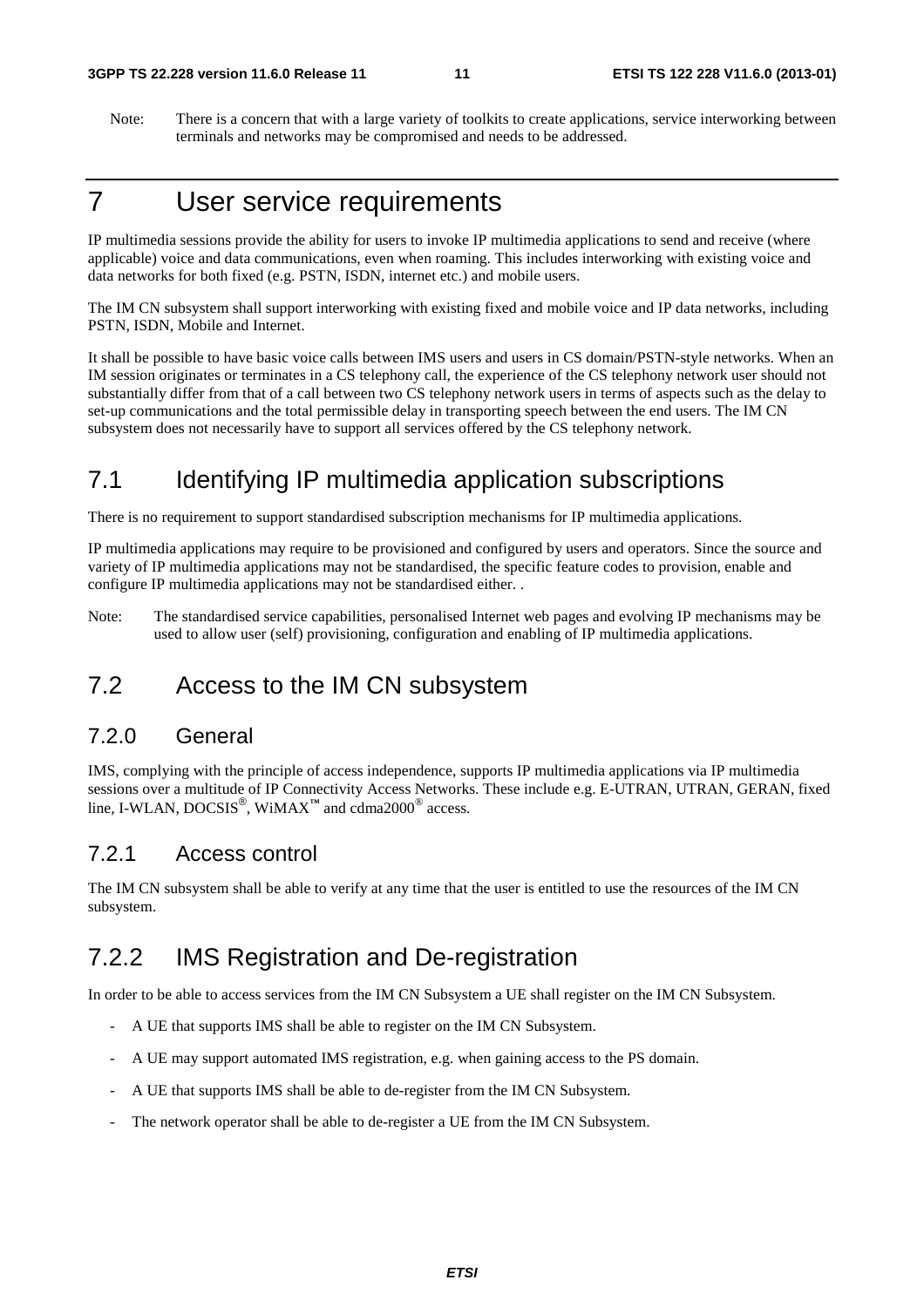Note: There is a concern that with a large variety of toolkits to create applications, service interworking between terminals and networks may be compromised and needs to be addressed.

# 7 User service requirements

IP multimedia sessions provide the ability for users to invoke IP multimedia applications to send and receive (where applicable) voice and data communications, even when roaming. This includes interworking with existing voice and data networks for both fixed (e.g. PSTN, ISDN, internet etc.) and mobile users.

The IM CN subsystem shall support interworking with existing fixed and mobile voice and IP data networks, including PSTN, ISDN, Mobile and Internet.

It shall be possible to have basic voice calls between IMS users and users in CS domain/PSTN-style networks. When an IM session originates or terminates in a CS telephony call, the experience of the CS telephony network user should not substantially differ from that of a call between two CS telephony network users in terms of aspects such as the delay to set-up communications and the total permissible delay in transporting speech between the end users. The IM CN subsystem does not necessarily have to support all services offered by the CS telephony network.

## 7.1 Identifying IP multimedia application subscriptions

There is no requirement to support standardised subscription mechanisms for IP multimedia applications.

IP multimedia applications may require to be provisioned and configured by users and operators. Since the source and variety of IP multimedia applications may not be standardised, the specific feature codes to provision, enable and configure IP multimedia applications may not be standardised either. .

Note: The standardised service capabilities, personalised Internet web pages and evolving IP mechanisms may be used to allow user (self) provisioning, configuration and enabling of IP multimedia applications.

## 7.2 Access to the IM CN subsystem

### 7.2.0 General

IMS, complying with the principle of access independence, supports IP multimedia applications via IP multimedia sessions over a multitude of IP Connectivity Access Networks. These include e.g. E-UTRAN, UTRAN, GERAN, fixed line, I-WLAN, DOCSIS®, WiMAX™ and cdma2000® access.

### 7.2.1 Access control

The IM CN subsystem shall be able to verify at any time that the user is entitled to use the resources of the IM CN subsystem.

## 7.2.2 IMS Registration and De-registration

In order to be able to access services from the IM CN Subsystem a UE shall register on the IM CN Subsystem.

- A UE that supports IMS shall be able to register on the IM CN Subsystem.
- A UE may support automated IMS registration, e.g. when gaining access to the PS domain.
- A UE that supports IMS shall be able to de-register from the IM CN Subsystem.
- The network operator shall be able to de-register a UE from the IM CN Subsystem.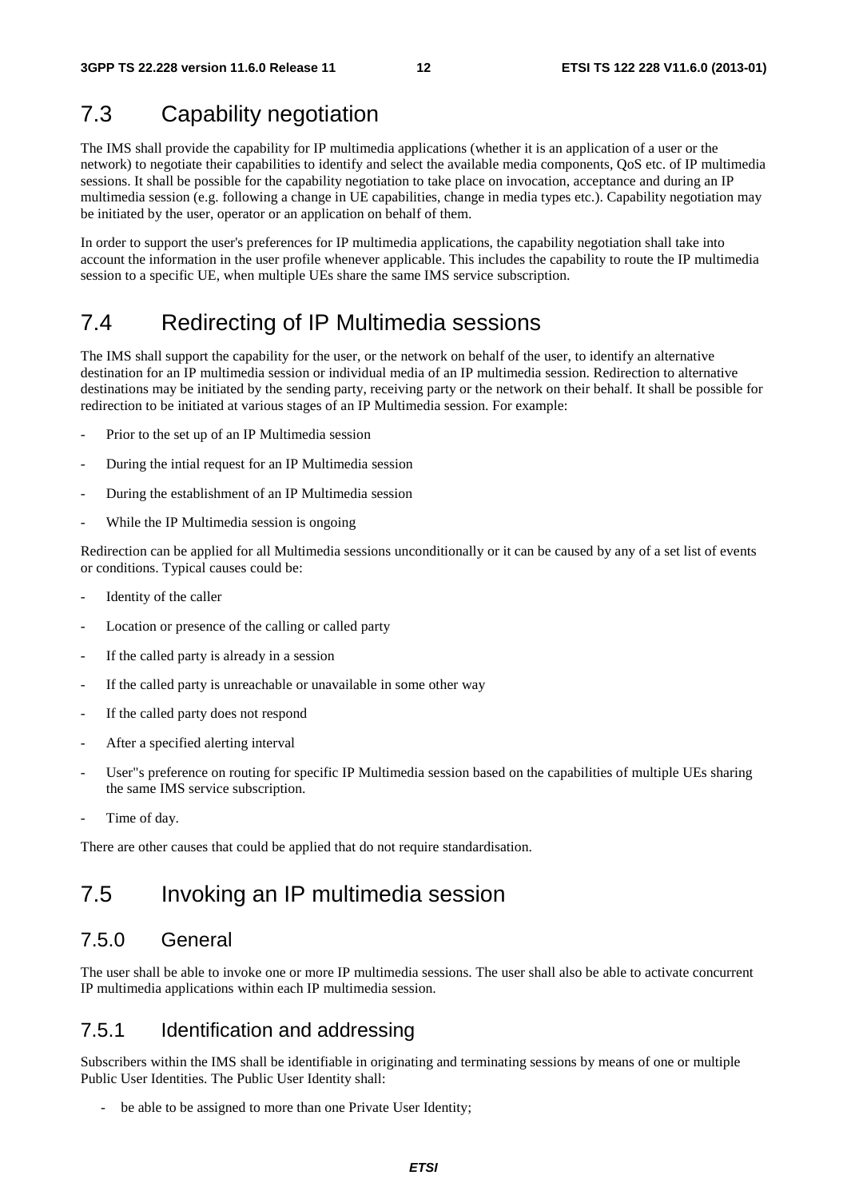## 7.3 Capability negotiation

The IMS shall provide the capability for IP multimedia applications (whether it is an application of a user or the network) to negotiate their capabilities to identify and select the available media components, QoS etc. of IP multimedia sessions. It shall be possible for the capability negotiation to take place on invocation, acceptance and during an IP multimedia session (e.g. following a change in UE capabilities, change in media types etc.). Capability negotiation may be initiated by the user, operator or an application on behalf of them.

In order to support the user's preferences for IP multimedia applications, the capability negotiation shall take into account the information in the user profile whenever applicable. This includes the capability to route the IP multimedia session to a specific UE, when multiple UEs share the same IMS service subscription.

## 7.4 Redirecting of IP Multimedia sessions

The IMS shall support the capability for the user, or the network on behalf of the user, to identify an alternative destination for an IP multimedia session or individual media of an IP multimedia session. Redirection to alternative destinations may be initiated by the sending party, receiving party or the network on their behalf. It shall be possible for redirection to be initiated at various stages of an IP Multimedia session. For example:

- Prior to the set up of an IP Multimedia session
- During the intial request for an IP Multimedia session
- During the establishment of an IP Multimedia session
- While the IP Multimedia session is ongoing

Redirection can be applied for all Multimedia sessions unconditionally or it can be caused by any of a set list of events or conditions. Typical causes could be:

- Identity of the caller
- Location or presence of the calling or called party
- If the called party is already in a session
- If the called party is unreachable or unavailable in some other way
- If the called party does not respond
- After a specified alerting interval
- User''s preference on routing for specific IP Multimedia session based on the capabilities of multiple UEs sharing the same IMS service subscription.
- Time of day.

There are other causes that could be applied that do not require standardisation.

## 7.5 Invoking an IP multimedia session

### 7.5.0 General

The user shall be able to invoke one or more IP multimedia sessions. The user shall also be able to activate concurrent IP multimedia applications within each IP multimedia session.

### 7.5.1 Identification and addressing

Subscribers within the IMS shall be identifiable in originating and terminating sessions by means of one or multiple Public User Identities. The Public User Identity shall:

- be able to be assigned to more than one Private User Identity;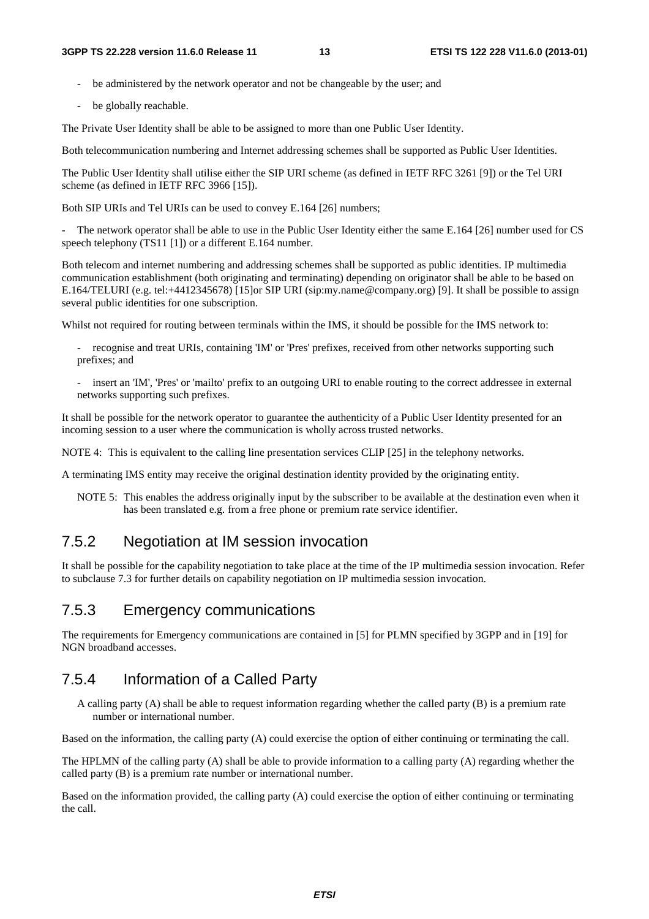- be administered by the network operator and not be changeable by the user; and
- be globally reachable.

The Private User Identity shall be able to be assigned to more than one Public User Identity.

Both telecommunication numbering and Internet addressing schemes shall be supported as Public User Identities.

The Public User Identity shall utilise either the SIP URI scheme (as defined in IETF RFC 3261 [9]) or the Tel URI scheme (as defined in IETF RFC 3966 [15]).

Both SIP URIs and Tel URIs can be used to convey E.164 [26] numbers;

- The network operator shall be able to use in the Public User Identity either the same E.164 [26] number used for CS speech telephony (TS11 [1]) or a different E.164 number.

Both telecom and internet numbering and addressing schemes shall be supported as public identities. IP multimedia communication establishment (both originating and terminating) depending on originator shall be able to be based on E.164/TELURI (e.g. tel:+4412345678) [15]or SIP URI (sip:my.name@company.org) [9]. It shall be possible to assign several public identities for one subscription.

Whilst not required for routing between terminals within the IMS, it should be possible for the IMS network to:

- recognise and treat URIs, containing 'IM' or 'Pres' prefixes, received from other networks supporting such prefixes; and
- insert an 'IM', 'Pres' or 'mailto' prefix to an outgoing URI to enable routing to the correct addressee in external networks supporting such prefixes.

It shall be possible for the network operator to guarantee the authenticity of a Public User Identity presented for an incoming session to a user where the communication is wholly across trusted networks.

NOTE 4: This is equivalent to the calling line presentation services CLIP [25] in the telephony networks.

A terminating IMS entity may receive the original destination identity provided by the originating entity.

NOTE 5: This enables the address originally input by the subscriber to be available at the destination even when it has been translated e.g. from a free phone or premium rate service identifier.

## 7.5.2 Negotiation at IM session invocation

It shall be possible for the capability negotiation to take place at the time of the IP multimedia session invocation. Refer to subclause 7.3 for further details on capability negotiation on IP multimedia session invocation.

## 7.5.3 Emergency communications

The requirements for Emergency communications are contained in [5] for PLMN specified by 3GPP and in [19] for NGN broadband accesses.

## 7.5.4 Information of a Called Party

A calling party (A) shall be able to request information regarding whether the called party (B) is a premium rate number or international number.

Based on the information, the calling party (A) could exercise the option of either continuing or terminating the call.

The HPLMN of the calling party (A) shall be able to provide information to a calling party (A) regarding whether the called party (B) is a premium rate number or international number.

Based on the information provided, the calling party (A) could exercise the option of either continuing or terminating the call.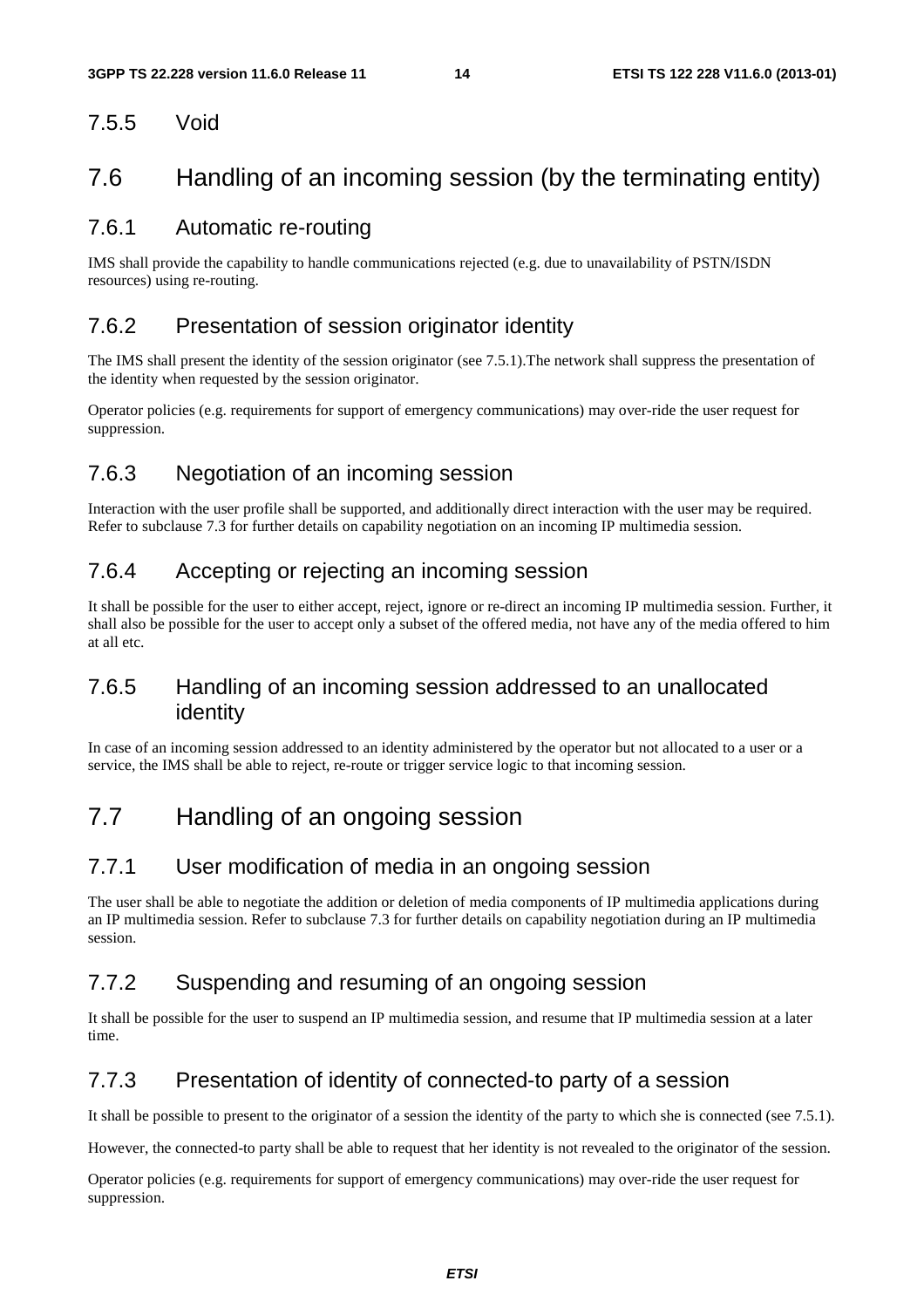### 7.5.5 Void

## 7.6 Handling of an incoming session (by the terminating entity)

### 7.6.1 Automatic re-routing

IMS shall provide the capability to handle communications rejected (e.g. due to unavailability of PSTN/ISDN resources) using re-routing.

### 7.6.2 Presentation of session originator identity

The IMS shall present the identity of the session originator (see 7.5.1).The network shall suppress the presentation of the identity when requested by the session originator.

Operator policies (e.g. requirements for support of emergency communications) may over-ride the user request for suppression.

### 7.6.3 Negotiation of an incoming session

Interaction with the user profile shall be supported, and additionally direct interaction with the user may be required. Refer to subclause 7.3 for further details on capability negotiation on an incoming IP multimedia session.

### 7.6.4 Accepting or rejecting an incoming session

It shall be possible for the user to either accept, reject, ignore or re-direct an incoming IP multimedia session. Further, it shall also be possible for the user to accept only a subset of the offered media, not have any of the media offered to him at all etc.

### 7.6.5 Handling of an incoming session addressed to an unallocated identity

In case of an incoming session addressed to an identity administered by the operator but not allocated to a user or a service, the IMS shall be able to reject, re-route or trigger service logic to that incoming session.

## 7.7 Handling of an ongoing session

### 7.7.1 User modification of media in an ongoing session

The user shall be able to negotiate the addition or deletion of media components of IP multimedia applications during an IP multimedia session. Refer to subclause 7.3 for further details on capability negotiation during an IP multimedia session.

### 7.7.2 Suspending and resuming of an ongoing session

It shall be possible for the user to suspend an IP multimedia session, and resume that IP multimedia session at a later time.

### 7.7.3 Presentation of identity of connected-to party of a session

It shall be possible to present to the originator of a session the identity of the party to which she is connected (see 7.5.1).

However, the connected-to party shall be able to request that her identity is not revealed to the originator of the session.

Operator policies (e.g. requirements for support of emergency communications) may over-ride the user request for suppression.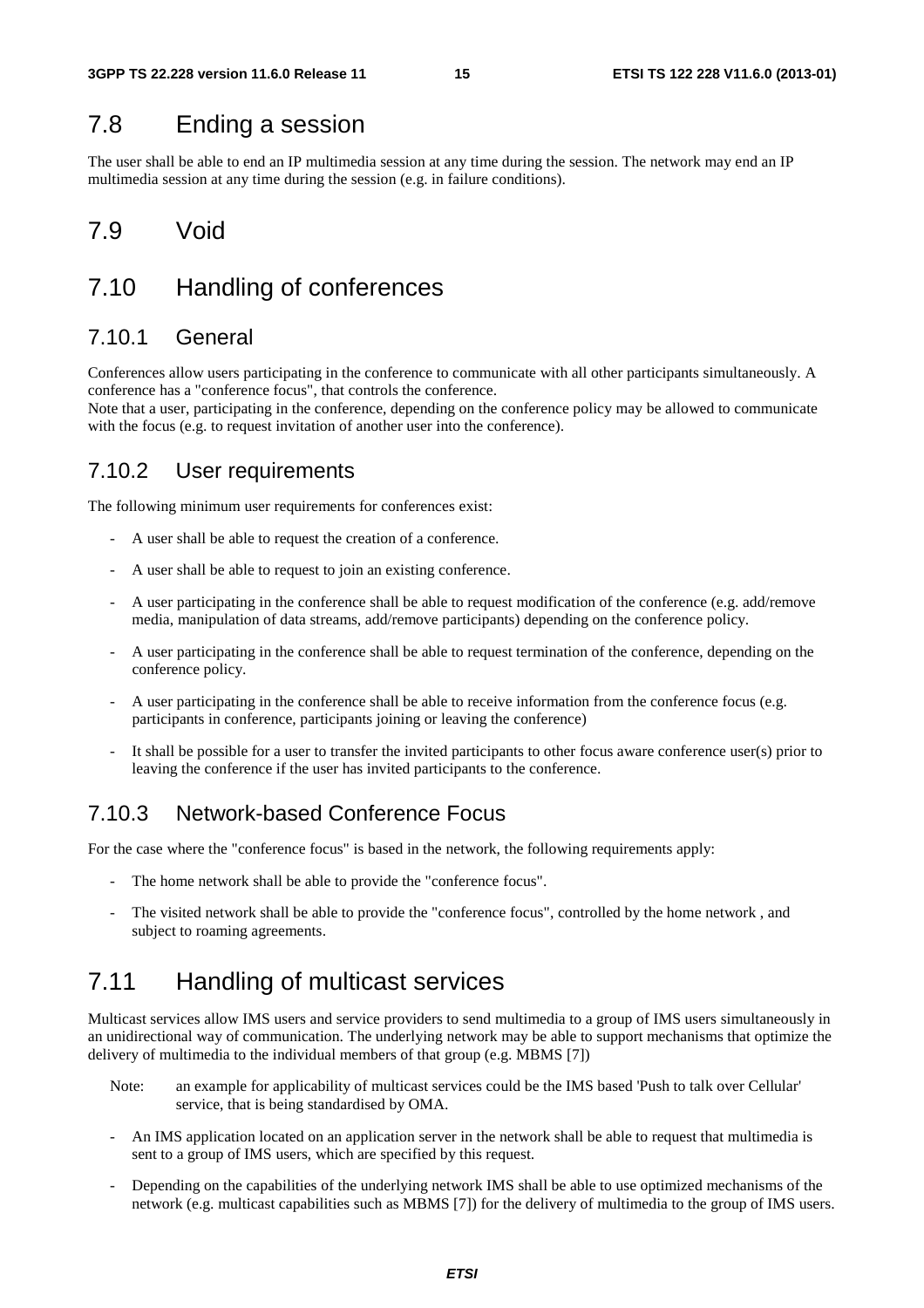## 7.8 Ending a session

The user shall be able to end an IP multimedia session at any time during the session. The network may end an IP multimedia session at any time during the session (e.g. in failure conditions).

## 7.9 Void

## 7.10 Handling of conferences

### 7.10.1 General

Conferences allow users participating in the conference to communicate with all other participants simultaneously. A conference has a "conference focus", that controls the conference.
Note that a user, participating in the conference, depending on the conference policy may be allowed to communicate with the focus (e.g. to request invitation of another user into the conference).

### 7.10.2 User requirements

The following minimum user requirements for conferences exist:

- A user shall be able to request the creation of a conference.
- A user shall be able to request to join an existing conference.
- A user participating in the conference shall be able to request modification of the conference (e.g. add/remove media, manipulation of data streams, add/remove participants) depending on the conference policy.
- A user participating in the conference shall be able to request termination of the conference, depending on the conference policy.
- A user participating in the conference shall be able to receive information from the conference focus (e.g. participants in conference, participants joining or leaving the conference)
- It shall be possible for a user to transfer the invited participants to other focus aware conference user(s) prior to leaving the conference if the user has invited participants to the conference.

### 7.10.3 Network-based Conference Focus

For the case where the "conference focus" is based in the network, the following requirements apply:

- The home network shall be able to provide the "conference focus".
- The visited network shall be able to provide the "conference focus", controlled by the home network , and subject to roaming agreements.

## 7.11 Handling of multicast services

Multicast services allow IMS users and service providers to send multimedia to a group of IMS users simultaneously in an unidirectional way of communication. The underlying network may be able to support mechanisms that optimize the delivery of multimedia to the individual members of that group (e.g. MBMS [7])

Note: an example for applicability of multicast services could be the IMS based 'Push to talk over Cellular' service, that is being standardised by OMA.

- An IMS application located on an application server in the network shall be able to request that multimedia is sent to a group of IMS users, which are specified by this request.
- Depending on the capabilities of the underlying network IMS shall be able to use optimized mechanisms of the network (e.g. multicast capabilities such as MBMS [7]) for the delivery of multimedia to the group of IMS users.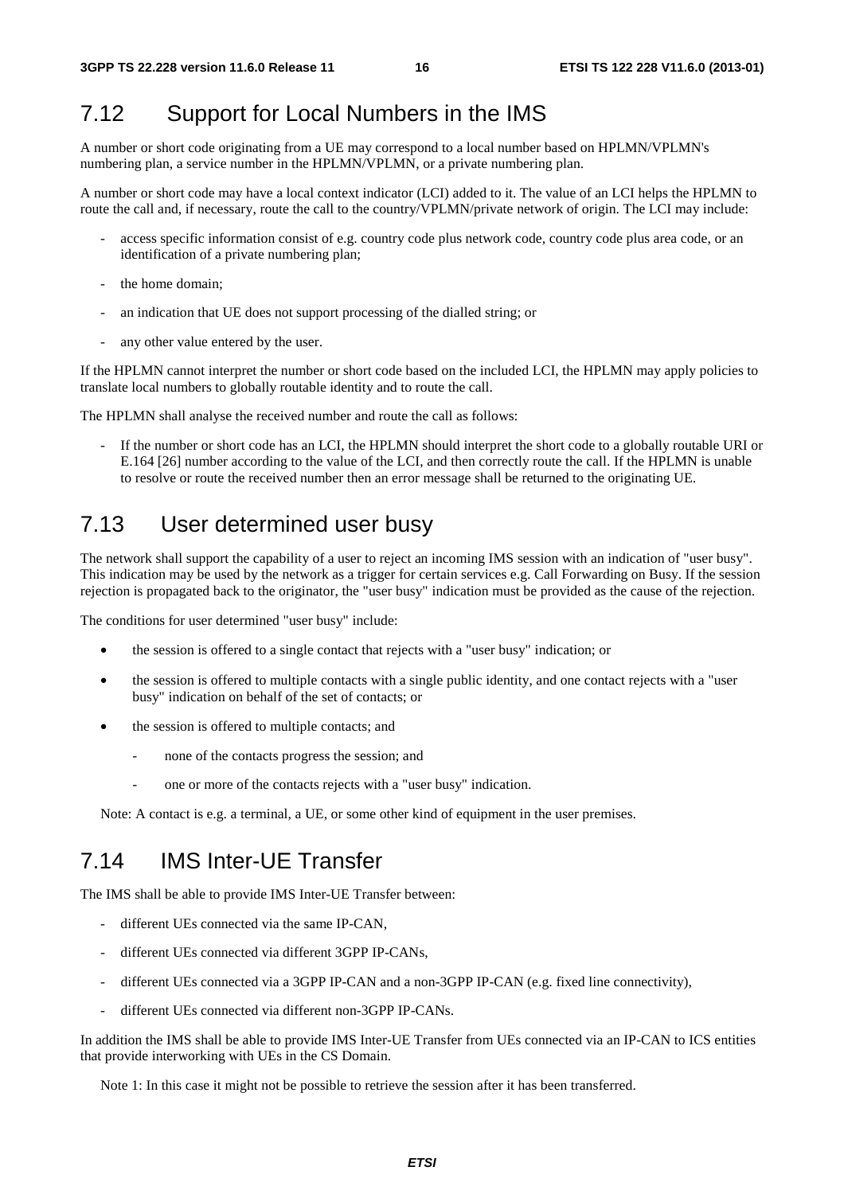## 7.12 Support for Local Numbers in the IMS

A number or short code originating from a UE may correspond to a local number based on HPLMN/VPLMN's numbering plan, a service number in the HPLMN/VPLMN, or a private numbering plan.

A number or short code may have a local context indicator (LCI) added to it. The value of an LCI helps the HPLMN to route the call and, if necessary, route the call to the country/VPLMN/private network of origin. The LCI may include:

- access specific information consist of e.g. country code plus network code, country code plus area code, or an identification of a private numbering plan;
- the home domain;
- an indication that UE does not support processing of the dialled string; or
- any other value entered by the user.

If the HPLMN cannot interpret the number or short code based on the included LCI, the HPLMN may apply policies to translate local numbers to globally routable identity and to route the call.

The HPLMN shall analyse the received number and route the call as follows:

- If the number or short code has an LCI, the HPLMN should interpret the short code to a globally routable URI or E.164 [26] number according to the value of the LCI, and then correctly route the call. If the HPLMN is unable to resolve or route the received number then an error message shall be returned to the originating UE.

## 7.13 User determined user busy

The network shall support the capability of a user to reject an incoming IMS session with an indication of "user busy". This indication may be used by the network as a trigger for certain services e.g. Call Forwarding on Busy. If the session rejection is propagated back to the originator, the "user busy" indication must be provided as the cause of the rejection.

The conditions for user determined "user busy" include:

- the session is offered to a single contact that rejects with a "user busy" indication; or
- the session is offered to multiple contacts with a single public identity, and one contact rejects with a "user busy" indication on behalf of the set of contacts; or
- the session is offered to multiple contacts; and
  - none of the contacts progress the session; and
  - one or more of the contacts rejects with a "user busy" indication.

Note: A contact is e.g. a terminal, a UE, or some other kind of equipment in the user premises.

## 7.14 IMS Inter-UE Transfer

The IMS shall be able to provide IMS Inter-UE Transfer between:

- different UEs connected via the same IP-CAN,
- different UEs connected via different 3GPP IP-CANs,
- different UEs connected via a 3GPP IP-CAN and a non-3GPP IP-CAN (e.g. fixed line connectivity),
- different UEs connected via different non-3GPP IP-CANs.

In addition the IMS shall be able to provide IMS Inter-UE Transfer from UEs connected via an IP-CAN to ICS entities that provide interworking with UEs in the CS Domain.

Note 1: In this case it might not be possible to retrieve the session after it has been transferred.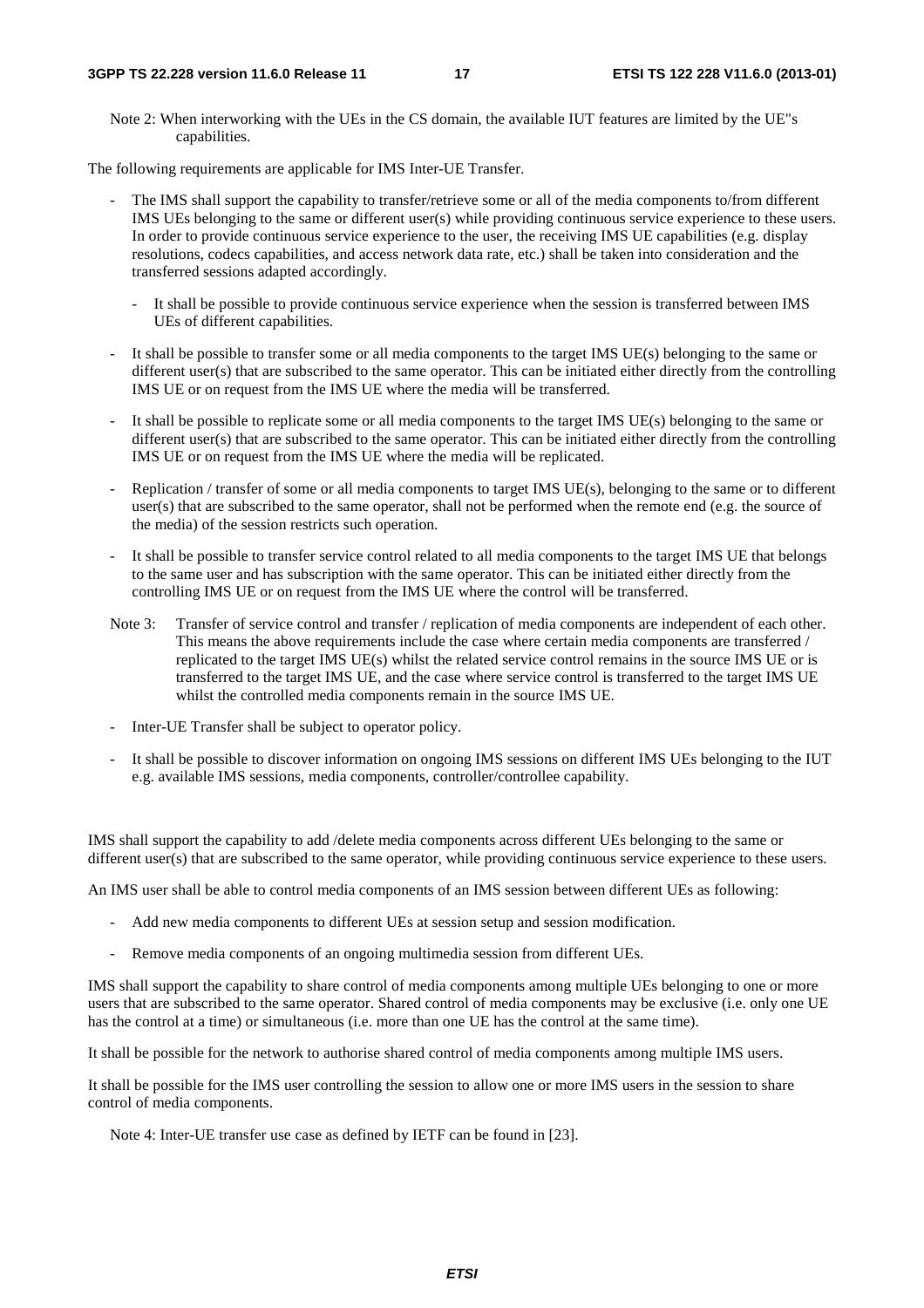Note 2: When interworking with the UEs in the CS domain, the available IUT features are limited by the UE"s capabilities.

The following requirements are applicable for IMS Inter-UE Transfer.

- The IMS shall support the capability to transfer/retrieve some or all of the media components to/from different IMS UEs belonging to the same or different user(s) while providing continuous service experience to these users. In order to provide continuous service experience to the user, the receiving IMS UE capabilities (e.g. display resolutions, codecs capabilities, and access network data rate, etc.) shall be taken into consideration and the transferred sessions adapted accordingly.
    - It shall be possible to provide continuous service experience when the session is transferred between IMS UEs of different capabilities.
- It shall be possible to transfer some or all media components to the target IMS UE(s) belonging to the same or different user(s) that are subscribed to the same operator. This can be initiated either directly from the controlling IMS UE or on request from the IMS UE where the media will be transferred.
- It shall be possible to replicate some or all media components to the target IMS UE(s) belonging to the same or different user(s) that are subscribed to the same operator. This can be initiated either directly from the controlling IMS UE or on request from the IMS UE where the media will be replicated.
- Replication / transfer of some or all media components to target IMS UE(s), belonging to the same or to different user(s) that are subscribed to the same operator, shall not be performed when the remote end (e.g. the source of the media) of the session restricts such operation.
- It shall be possible to transfer service control related to all media components to the target IMS UE that belongs to the same user and has subscription with the same operator. This can be initiated either directly from the controlling IMS UE or on request from the IMS UE where the control will be transferred.

Note 3: Transfer of service control and transfer / replication of media components are independent of each other. This means the above requirements include the case where certain media components are transferred / replicated to the target IMS UE(s) whilst the related service control remains in the source IMS UE or is transferred to the target IMS UE, and the case where service control is transferred to the target IMS UE whilst the controlled media components remain in the source IMS UE.

- Inter-UE Transfer shall be subject to operator policy.
- It shall be possible to discover information on ongoing IMS sessions on different IMS UEs belonging to the IUT e.g. available IMS sessions, media components, controller/controllee capability.

IMS shall support the capability to add /delete media components across different UEs belonging to the same or different user(s) that are subscribed to the same operator, while providing continuous service experience to these users.

An IMS user shall be able to control media components of an IMS session between different UEs as following:

- Add new media components to different UEs at session setup and session modification.
- Remove media components of an ongoing multimedia session from different UEs.

IMS shall support the capability to share control of media components among multiple UEs belonging to one or more users that are subscribed to the same operator. Shared control of media components may be exclusive (i.e. only one UE has the control at a time) or simultaneous (i.e. more than one UE has the control at the same time).

It shall be possible for the network to authorise shared control of media components among multiple IMS users.

It shall be possible for the IMS user controlling the session to allow one or more IMS users in the session to share control of media components.

Note 4: Inter-UE transfer use case as defined by IETF can be found in [23].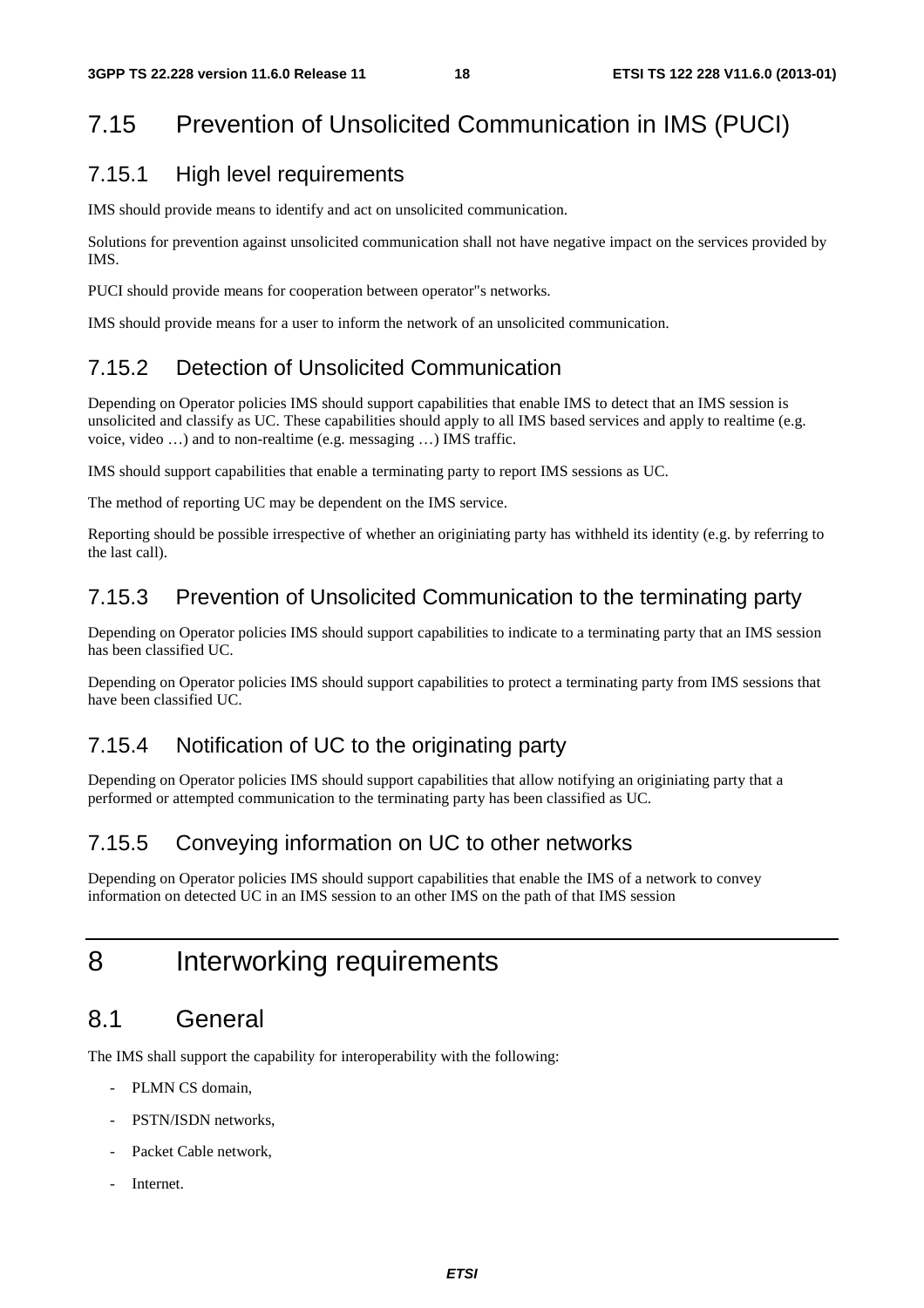## 7.15 Prevention of Unsolicited Communication in IMS (PUCI)

### 7.15.1 High level requirements

IMS should provide means to identify and act on unsolicited communication.

Solutions for prevention against unsolicited communication shall not have negative impact on the services provided by IMS.

PUCI should provide means for cooperation between operator"s networks.

IMS should provide means for a user to inform the network of an unsolicited communication.

### 7.15.2 Detection of Unsolicited Communication

Depending on Operator policies IMS should support capabilities that enable IMS to detect that an IMS session is unsolicited and classify as UC. These capabilities should apply to all IMS based services and apply to realtime (e.g. voice, video …) and to non-realtime (e.g. messaging …) IMS traffic.

IMS should support capabilities that enable a terminating party to report IMS sessions as UC.

The method of reporting UC may be dependent on the IMS service.

Reporting should be possible irrespective of whether an originiating party has withheld its identity (e.g. by referring to the last call).

### 7.15.3 Prevention of Unsolicited Communication to the terminating party

Depending on Operator policies IMS should support capabilities to indicate to a terminating party that an IMS session has been classified UC.

Depending on Operator policies IMS should support capabilities to protect a terminating party from IMS sessions that have been classified UC.

### 7.15.4 Notification of UC to the originating party

Depending on Operator policies IMS should support capabilities that allow notifying an originiating party that a performed or attempted communication to the terminating party has been classified as UC.

### 7.15.5 Conveying information on UC to other networks

Depending on Operator policies IMS should support capabilities that enable the IMS of a network to convey information on detected UC in an IMS session to an other IMS on the path of that IMS session

# 8 Interworking requirements

## 8.1 General

The IMS shall support the capability for interoperability with the following:

- PLMN CS domain,
- PSTN/ISDN networks,
- Packet Cable network,
- Internet.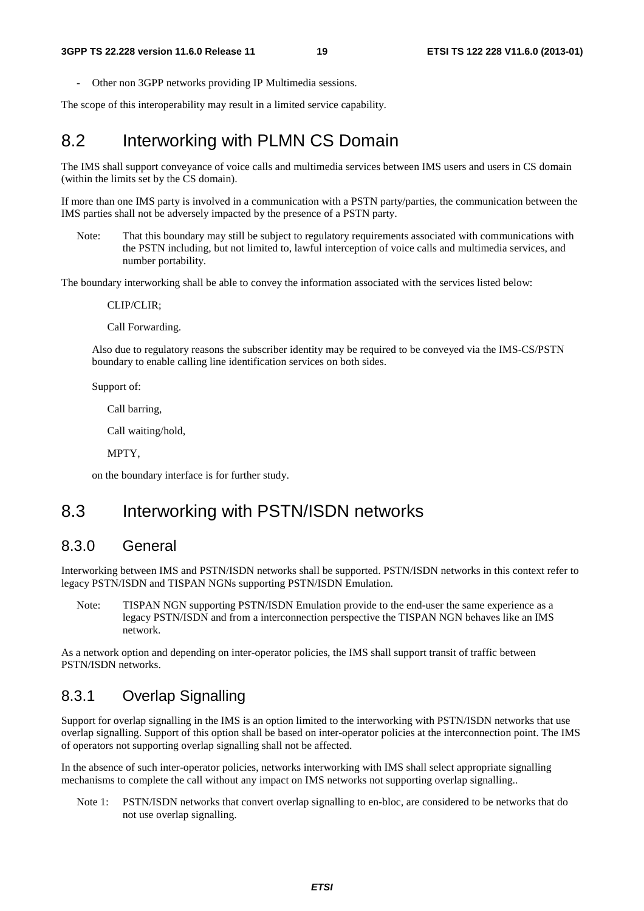- Other non 3GPP networks providing IP Multimedia sessions.

The scope of this interoperability may result in a limited service capability.

## 8.2 Interworking with PLMN CS Domain

The IMS shall support conveyance of voice calls and multimedia services between IMS users and users in CS domain (within the limits set by the CS domain).

If more than one IMS party is involved in a communication with a PSTN party/parties, the communication between the IMS parties shall not be adversely impacted by the presence of a PSTN party.

Note: That this boundary may still be subject to regulatory requirements associated with communications with the PSTN including, but not limited to, lawful interception of voice calls and multimedia services, and number portability.

The boundary interworking shall be able to convey the information associated with the services listed below:

CLIP/CLIR;

Call Forwarding.

Also due to regulatory reasons the subscriber identity may be required to be conveyed via the IMS-CS/PSTN boundary to enable calling line identification services on both sides.

Support of:

Call barring,

Call waiting/hold,

MPTY,

on the boundary interface is for further study.

## 8.3 Interworking with PSTN/ISDN networks

### 8.3.0 General

Interworking between IMS and PSTN/ISDN networks shall be supported. PSTN/ISDN networks in this context refer to legacy PSTN/ISDN and TISPAN NGNs supporting PSTN/ISDN Emulation.

Note: TISPAN NGN supporting PSTN/ISDN Emulation provide to the end-user the same experience as a legacy PSTN/ISDN and from a interconnection perspective the TISPAN NGN behaves like an IMS network.

As a network option and depending on inter-operator policies, the IMS shall support transit of traffic between PSTN/ISDN networks.

### 8.3.1 Overlap Signalling

Support for overlap signalling in the IMS is an option limited to the interworking with PSTN/ISDN networks that use overlap signalling. Support of this option shall be based on inter-operator policies at the interconnection point. The IMS of operators not supporting overlap signalling shall not be affected.

In the absence of such inter-operator policies, networks interworking with IMS shall select appropriate signalling mechanisms to complete the call without any impact on IMS networks not supporting overlap signalling..

Note 1: PSTN/ISDN networks that convert overlap signalling to en-bloc, are considered to be networks that do not use overlap signalling.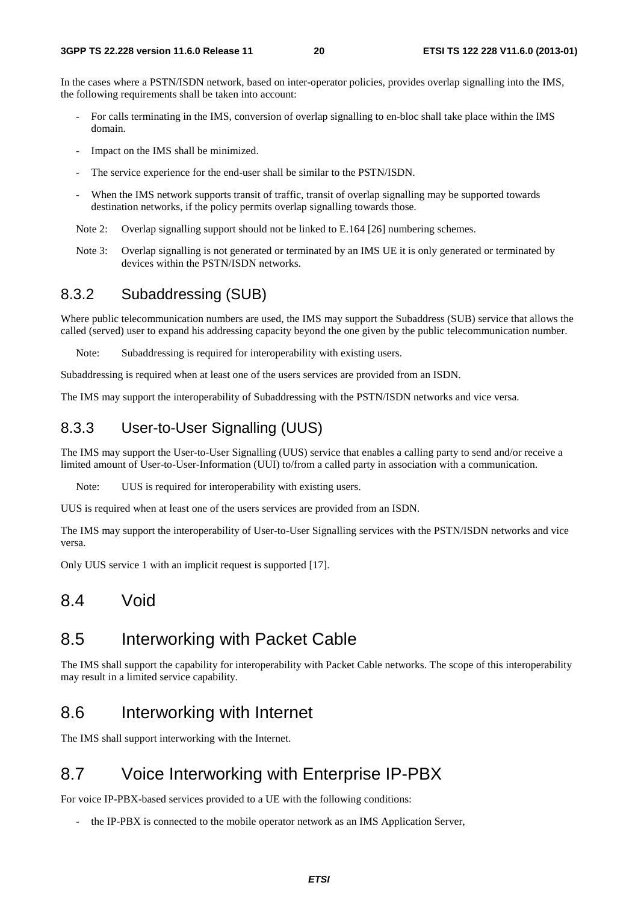In the cases where a PSTN/ISDN network, based on inter-operator policies, provides overlap signalling into the IMS, the following requirements shall be taken into account:

- For calls terminating in the IMS, conversion of overlap signalling to en-bloc shall take place within the IMS domain.
- Impact on the IMS shall be minimized.
- The service experience for the end-user shall be similar to the PSTN/ISDN.
- When the IMS network supports transit of traffic, transit of overlap signalling may be supported towards destination networks, if the policy permits overlap signalling towards those.

Note 2: Overlap signalling support should not be linked to E.164 [26] numbering schemes.

Note 3: Overlap signalling is not generated or terminated by an IMS UE it is only generated or terminated by devices within the PSTN/ISDN networks.

### 8.3.2 Subaddressing (SUB)

Where public telecommunication numbers are used, the IMS may support the Subaddress (SUB) service that allows the called (served) user to expand his addressing capacity beyond the one given by the public telecommunication number.

Note: Subaddressing is required for interoperability with existing users.

Subaddressing is required when at least one of the users services are provided from an ISDN.

The IMS may support the interoperability of Subaddressing with the PSTN/ISDN networks and vice versa.

### 8.3.3 User-to-User Signalling (UUS)

The IMS may support the User-to-User Signalling (UUS) service that enables a calling party to send and/or receive a limited amount of User-to-User-Information (UUI) to/from a called party in association with a communication.

Note: UUS is required for interoperability with existing users.

UUS is required when at least one of the users services are provided from an ISDN.

The IMS may support the interoperability of User-to-User Signalling services with the PSTN/ISDN networks and vice versa.

Only UUS service 1 with an implicit request is supported [17].

## 8.4 Void

## 8.5 Interworking with Packet Cable

The IMS shall support the capability for interoperability with Packet Cable networks. The scope of this interoperability may result in a limited service capability.

## 8.6 Interworking with Internet

The IMS shall support interworking with the Internet.

## 8.7 Voice Interworking with Enterprise IP-PBX

For voice IP-PBX-based services provided to a UE with the following conditions:

- the IP-PBX is connected to the mobile operator network as an IMS Application Server,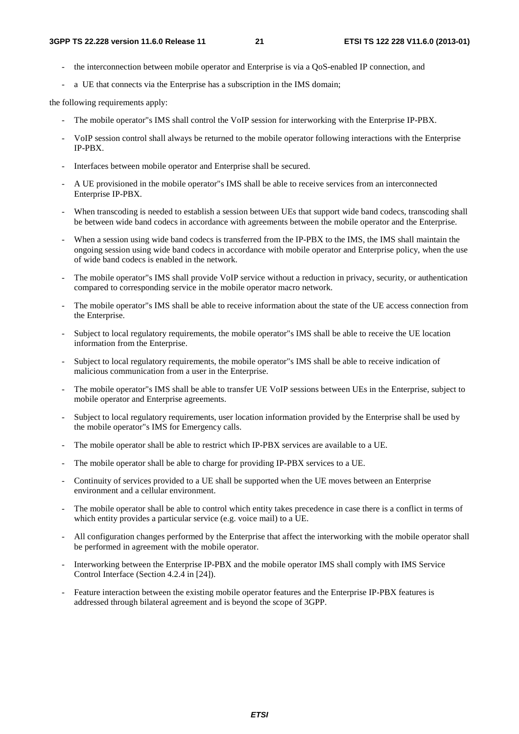- the interconnection between mobile operator and Enterprise is via a QoS-enabled IP connection, and
- a UE that connects via the Enterprise has a subscription in the IMS domain;

the following requirements apply:

- The mobile operator"s IMS shall control the VoIP session for interworking with the Enterprise IP-PBX.
- VoIP session control shall always be returned to the mobile operator following interactions with the Enterprise IP-PBX.
- Interfaces between mobile operator and Enterprise shall be secured.
- A UE provisioned in the mobile operator"s IMS shall be able to receive services from an interconnected Enterprise IP-PBX.
- When transcoding is needed to establish a session between UEs that support wide band codecs, transcoding shall be between wide band codecs in accordance with agreements between the mobile operator and the Enterprise.
- When a session using wide band codecs is transferred from the IP-PBX to the IMS, the IMS shall maintain the ongoing session using wide band codecs in accordance with mobile operator and Enterprise policy, when the use of wide band codecs is enabled in the network.
- The mobile operator"s IMS shall provide VoIP service without a reduction in privacy, security, or authentication compared to corresponding service in the mobile operator macro network.
- The mobile operator"s IMS shall be able to receive information about the state of the UE access connection from the Enterprise.
- Subject to local regulatory requirements, the mobile operator"s IMS shall be able to receive the UE location information from the Enterprise.
- Subject to local regulatory requirements, the mobile operator"s IMS shall be able to receive indication of malicious communication from a user in the Enterprise.
- The mobile operator"s IMS shall be able to transfer UE VoIP sessions between UEs in the Enterprise, subject to mobile operator and Enterprise agreements.
- Subject to local regulatory requirements, user location information provided by the Enterprise shall be used by the mobile operator"s IMS for Emergency calls.
- The mobile operator shall be able to restrict which IP-PBX services are available to a UE.
- The mobile operator shall be able to charge for providing IP-PBX services to a UE.
- Continuity of services provided to a UE shall be supported when the UE moves between an Enterprise environment and a cellular environment.
- The mobile operator shall be able to control which entity takes precedence in case there is a conflict in terms of which entity provides a particular service (e.g. voice mail) to a UE.
- All configuration changes performed by the Enterprise that affect the interworking with the mobile operator shall be performed in agreement with the mobile operator.
- Interworking between the Enterprise IP-PBX and the mobile operator IMS shall comply with IMS Service Control Interface (Section 4.2.4 in [24]).
- Feature interaction between the existing mobile operator features and the Enterprise IP-PBX features is addressed through bilateral agreement and is beyond the scope of 3GPP.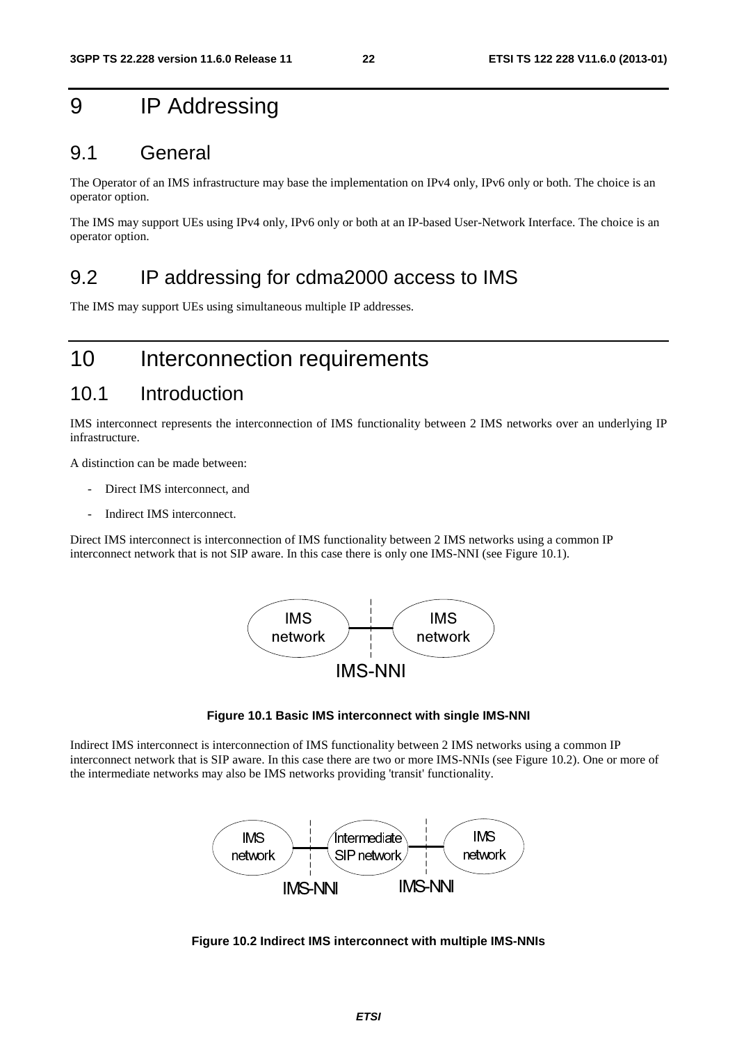# 9 IP Addressing

## 9.1 General

The Operator of an IMS infrastructure may base the implementation on IPv4 only, IPv6 only or both. The choice is an operator option.

The IMS may support UEs using IPv4 only, IPv6 only or both at an IP-based User-Network Interface. The choice is an operator option.

## 9.2 IP addressing for cdma2000 access to IMS

The IMS may support UEs using simultaneous multiple IP addresses.

# 10 Interconnection requirements

## 10.1 Introduction

IMS interconnect represents the interconnection of IMS functionality between 2 IMS networks over an underlying IP infrastructure.

A distinction can be made between:

- Direct IMS interconnect, and
- Indirect IMS interconnect.

Direct IMS interconnect is interconnection of IMS functionality between 2 IMS networks using a common IP interconnect network that is not SIP aware. In this case there is only one IMS-NNI (see Figure 10.1).

IMS network | IMS-NNI | IMS network

**Figure 10.1 Basic IMS interconnect with single IMS-NNI**

Indirect IMS interconnect is interconnection of IMS functionality between 2 IMS networks using a common IP interconnect network that is SIP aware. In this case there are two or more IMS-NNIs (see Figure 10.2). One or more of the intermediate networks may also be IMS networks providing 'transit' functionality.

IMS network | IMS-NNI | Intermediate SIP network | IMS-NNI | IMS network

**Figure 10.2 Indirect IMS interconnect with multiple IMS-NNIs**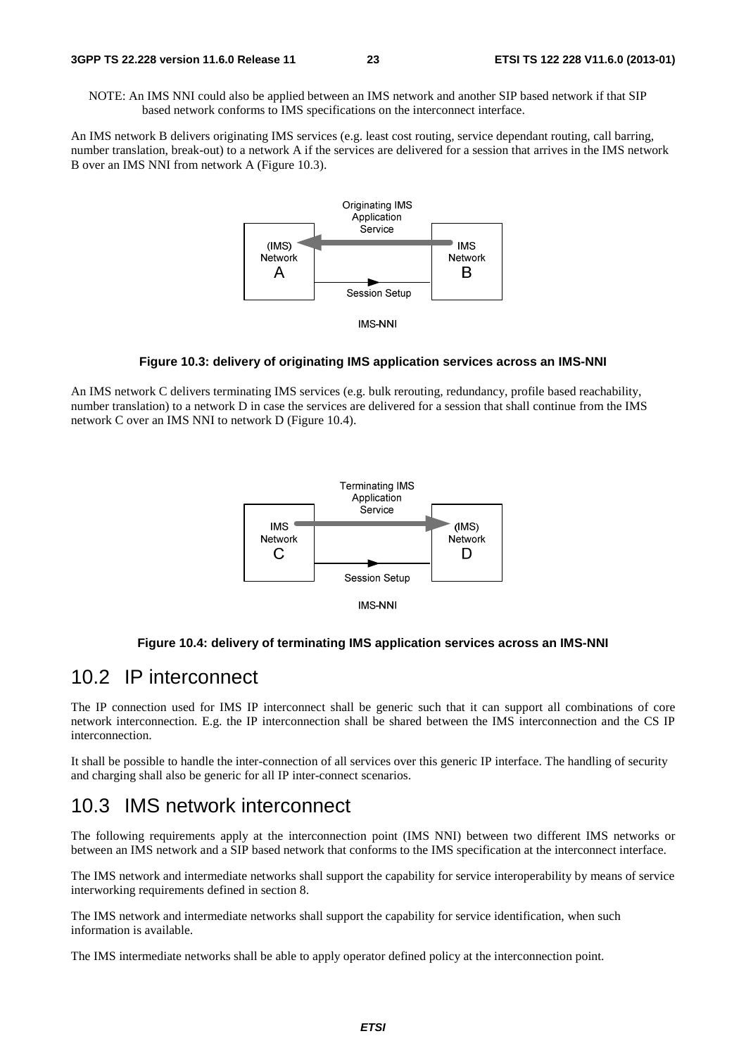NOTE: An IMS NNI could also be applied between an IMS network and another SIP based network if that SIP based network conforms to IMS specifications on the interconnect interface.

An IMS network B delivers originating IMS services (e.g. least cost routing, service dependant routing, call barring, number translation, break-out) to a network A if the services are delivered for a session that arrives in the IMS network B over an IMS NNI from network A (Figure 10.3).

Originating IMS Application Service

(IMS) Network A

IMS Network B

Session Setup

IMS-NNI

**Figure 10.3: delivery of originating IMS application services across an IMS-NNI**

An IMS network C delivers terminating IMS services (e.g. bulk rerouting, redundancy, profile based reachability, number translation) to a network D in case the services are delivered for a session that shall continue from the IMS network C over an IMS NNI to network D (Figure 10.4).

Terminating IMS Application Service

IMS Network C

(IMS) Network D

Session Setup

IMS-NNI

**Figure 10.4: delivery of terminating IMS application services across an IMS-NNI**

## 10.2 IP interconnect

The IP connection used for IMS IP interconnect shall be generic such that it can support all combinations of core network interconnection. E.g. the IP interconnection shall be shared between the IMS interconnection and the CS IP interconnection.

It shall be possible to handle the inter-connection of all services over this generic IP interface. The handling of security and charging shall also be generic for all IP inter-connect scenarios.

## 10.3 IMS network interconnect

The following requirements apply at the interconnection point (IMS NNI) between two different IMS networks or between an IMS network and a SIP based network that conforms to the IMS specification at the interconnect interface.

The IMS network and intermediate networks shall support the capability for service interoperability by means of service interworking requirements defined in section 8.

The IMS network and intermediate networks shall support the capability for service identification, when such information is available.

The IMS intermediate networks shall be able to apply operator defined policy at the interconnection point.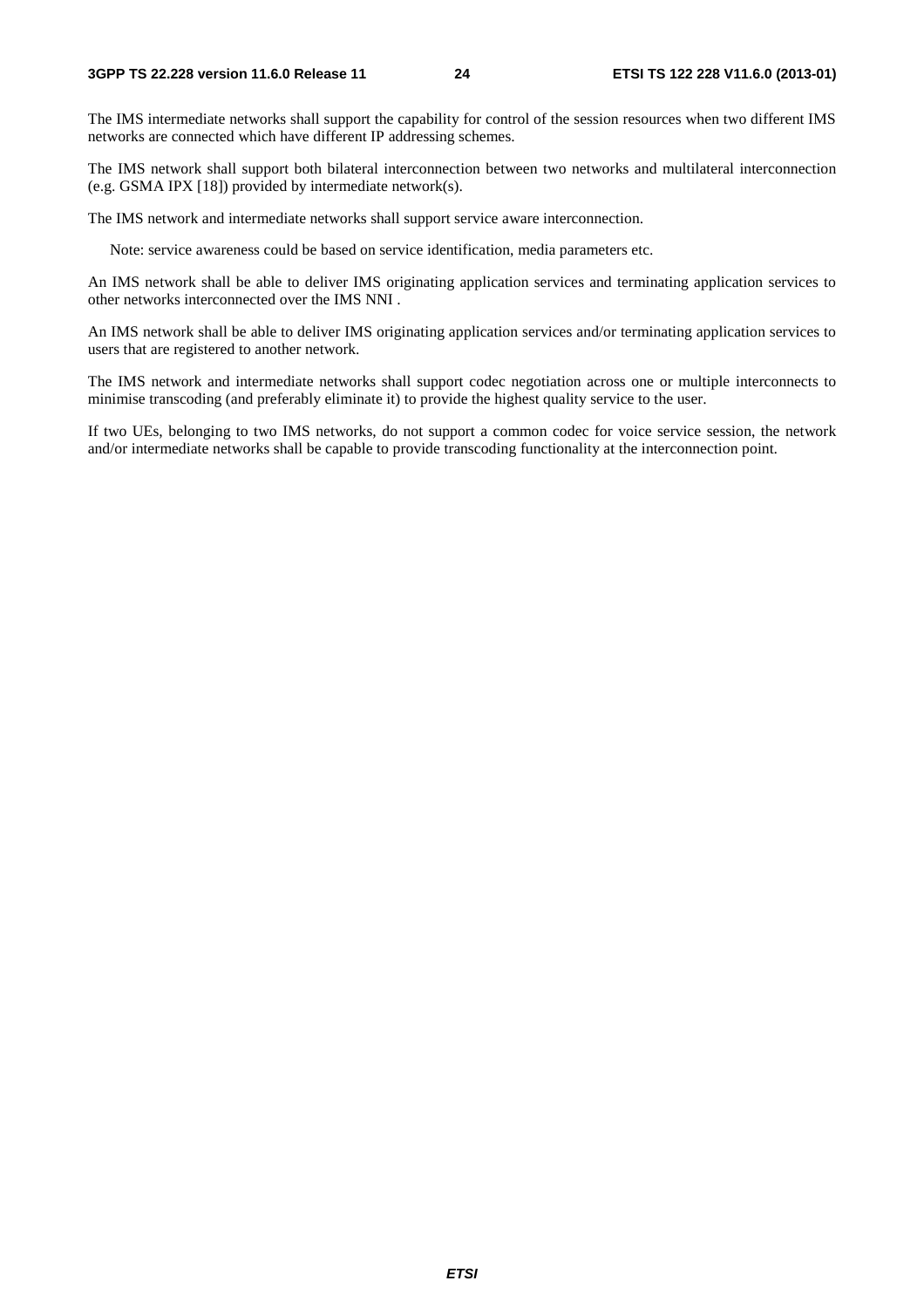The IMS intermediate networks shall support the capability for control of the session resources when two different IMS networks are connected which have different IP addressing schemes.

The IMS network shall support both bilateral interconnection between two networks and multilateral interconnection (e.g. GSMA IPX [18]) provided by intermediate network(s).

The IMS network and intermediate networks shall support service aware interconnection.

Note: service awareness could be based on service identification, media parameters etc.

An IMS network shall be able to deliver IMS originating application services and terminating application services to other networks interconnected over the IMS NNI .

An IMS network shall be able to deliver IMS originating application services and/or terminating application services to users that are registered to another network.

The IMS network and intermediate networks shall support codec negotiation across one or multiple interconnects to minimise transcoding (and preferably eliminate it) to provide the highest quality service to the user.

If two UEs, belonging to two IMS networks, do not support a common codec for voice service session, the network and/or intermediate networks shall be capable to provide transcoding functionality at the interconnection point.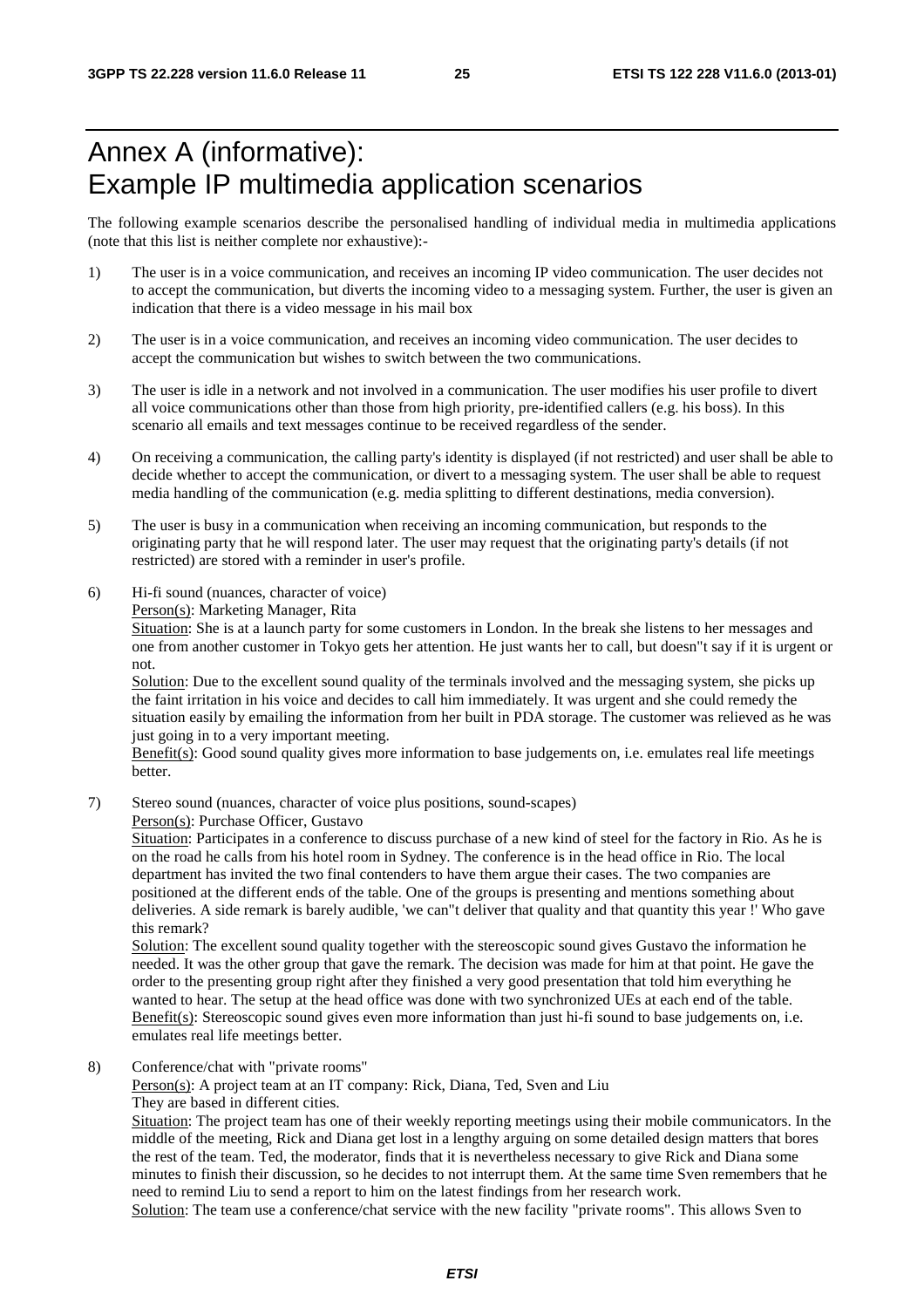# Annex A (informative): Example IP multimedia application scenarios

The following example scenarios describe the personalised handling of individual media in multimedia applications (note that this list is neither complete nor exhaustive):-

1) The user is in a voice communication, and receives an incoming IP video communication. The user decides not to accept the communication, but diverts the incoming video to a messaging system. Further, the user is given an indication that there is a video message in his mail box

2) The user is in a voice communication, and receives an incoming video communication. The user decides to accept the communication but wishes to switch between the two communications.

3) The user is idle in a network and not involved in a communication. The user modifies his user profile to divert all voice communications other than those from high priority, pre-identified callers (e.g. his boss). In this scenario all emails and text messages continue to be received regardless of the sender.

4) On receiving a communication, the calling party's identity is displayed (if not restricted) and user shall be able to decide whether to accept the communication, or divert to a messaging system. The user shall be able to request media handling of the communication (e.g. media splitting to different destinations, media conversion).

5) The user is busy in a communication when receiving an incoming communication, but responds to the originating party that he will respond later. The user may request that the originating party's details (if not restricted) are stored with a reminder in user's profile.

6) Hi-fi sound (nuances, character of voice)

   Person(s): Marketing Manager, Rita

   Situation: She is at a launch party for some customers in London. In the break she listens to her messages and one from another customer in Tokyo gets her attention. He just wants her to call, but doesn"t say if it is urgent or not.

   Solution: Due to the excellent sound quality of the terminals involved and the messaging system, she picks up the faint irritation in his voice and decides to call him immediately. It was urgent and she could remedy the situation easily by emailing the information from her built in PDA storage. The customer was relieved as he was just going in to a very important meeting.

   Benefit(s): Good sound quality gives more information to base judgements on, i.e. emulates real life meetings better.

7) Stereo sound (nuances, character of voice plus positions, sound-scapes)

   Person(s): Purchase Officer, Gustavo

   Situation: Participates in a conference to discuss purchase of a new kind of steel for the factory in Rio. As he is on the road he calls from his hotel room in Sydney. The conference is in the head office in Rio. The local department has invited the two final contenders to have them argue their cases. The two companies are positioned at the different ends of the table. One of the groups is presenting and mentions something about deliveries. A side remark is barely audible, 'we can"t deliver that quality and that quantity this year !' Who gave this remark?

   Solution: The excellent sound quality together with the stereoscopic sound gives Gustavo the information he needed. It was the other group that gave the remark. The decision was made for him at that point. He gave the order to the presenting group right after they finished a very good presentation that told him everything he wanted to hear. The setup at the head office was done with two synchronized UEs at each end of the table.

   Benefit(s): Stereoscopic sound gives even more information than just hi-fi sound to base judgements on, i.e. emulates real life meetings better.

8) Conference/chat with "private rooms"

   Person(s): A project team at an IT company: Rick, Diana, Ted, Sven and Liu

   They are based in different cities.

   Situation: The project team has one of their weekly reporting meetings using their mobile communicators. In the middle of the meeting, Rick and Diana get lost in a lengthy arguing on some detailed design matters that bores the rest of the team. Ted, the moderator, finds that it is nevertheless necessary to give Rick and Diana some minutes to finish their discussion, so he decides to not interrupt them. At the same time Sven remembers that he need to remind Liu to send a report to him on the latest findings from her research work.

   Solution: The team use a conference/chat service with the new facility "private rooms". This allows Sven to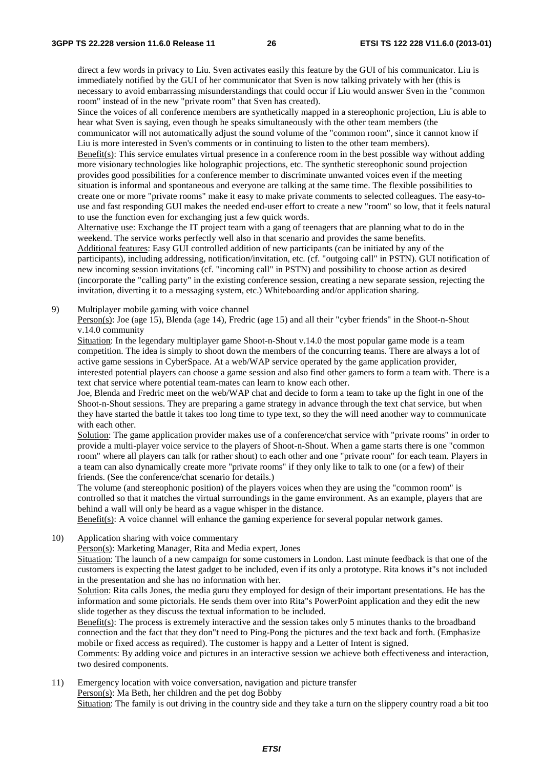direct a few words in privacy to Liu. Sven activates easily this feature by the GUI of his communicator. Liu is immediately notified by the GUI of her communicator that Sven is now talking privately with her (this is necessary to avoid embarrassing misunderstandings that could occur if Liu would answer Sven in the "common room" instead of in the new "private room" that Sven has created).

Since the voices of all conference members are synthetically mapped in a stereophonic projection, Liu is able to hear what Sven is saying, even though he speaks simultaneously with the other team members (the communicator will not automatically adjust the sound volume of the "common room", since it cannot know if Liu is more interested in Sven's comments or in continuing to listen to the other team members).

Benefit(s): This service emulates virtual presence in a conference room in the best possible way without adding more visionary technologies like holographic projections, etc. The synthetic stereophonic sound projection provides good possibilities for a conference member to discriminate unwanted voices even if the meeting situation is informal and spontaneous and everyone are talking at the same time. The flexible possibilities to create one or more "private rooms" make it easy to make private comments to selected colleagues. The easy-to-use and fast responding GUI makes the needed end-user effort to create a new "room" so low, that it feels natural to use the function even for exchanging just a few quick words.

Alternative use: Exchange the IT project team with a gang of teenagers that are planning what to do in the weekend. The service works perfectly well also in that scenario and provides the same benefits.

Additional features: Easy GUI controlled addition of new participants (can be initiated by any of the participants), including addressing, notification/invitation, etc. (cf. "outgoing call" in PSTN). GUI notification of new incoming session invitations (cf. "incoming call" in PSTN) and possibility to choose action as desired (incorporate the "calling party" in the existing conference session, creating a new separate session, rejecting the invitation, diverting it to a messaging system, etc.) Whiteboarding and/or application sharing.

9) Multiplayer mobile gaming with voice channel

Person(s): Joe (age 15), Blenda (age 14), Fredric (age 15) and all their "cyber friends" in the Shoot-n-Shout v.14.0 community

Situation: In the legendary multiplayer game Shoot-n-Shout v.14.0 the most popular game mode is a team competition. The idea is simply to shoot down the members of the concurring teams. There are always a lot of active game sessions in CyberSpace. At a web/WAP service operated by the game application provider, interested potential players can choose a game session and also find other gamers to form a team with. There is a text chat service where potential team-mates can learn to know each other.

Joe, Blenda and Fredric meet on the web/WAP chat and decide to form a team to take up the fight in one of the Shoot-n-Shout sessions. They are preparing a game strategy in advance through the text chat service, but when they have started the battle it takes too long time to type text, so they the will need another way to communicate with each other.

Solution: The game application provider makes use of a conference/chat service with "private rooms" in order to provide a multi-player voice service to the players of Shoot-n-Shout. When a game starts there is one "common room" where all players can talk (or rather shout) to each other and one "private room" for each team. Players in a team can also dynamically create more "private rooms" if they only like to talk to one (or a few) of their friends. (See the conference/chat scenario for details.)

The volume (and stereophonic position) of the players voices when they are using the "common room" is controlled so that it matches the virtual surroundings in the game environment. As an example, players that are behind a wall will only be heard as a vague whisper in the distance.

Benefit(s): A voice channel will enhance the gaming experience for several popular network games.

10) Application sharing with voice commentary

Person(s): Marketing Manager, Rita and Media expert, Jones

Situation: The launch of a new campaign for some customers in London. Last minute feedback is that one of the customers is expecting the latest gadget to be included, even if its only a prototype. Rita knows it"s not included in the presentation and she has no information with her.

Solution: Rita calls Jones, the media guru they employed for design of their important presentations. He has the information and some pictorials. He sends them over into Rita"s PowerPoint application and they edit the new slide together as they discuss the textual information to be included.

Benefit(s): The process is extremely interactive and the session takes only 5 minutes thanks to the broadband connection and the fact that they don"t need to Ping-Pong the pictures and the text back and forth. (Emphasize mobile or fixed access as required). The customer is happy and a Letter of Intent is signed.

Comments: By adding voice and pictures in an interactive session we achieve both effectiveness and interaction, two desired components.

11) Emergency location with voice conversation, navigation and picture transfer

Person(s): Ma Beth, her children and the pet dog Bobby

Situation: The family is out driving in the country side and they take a turn on the slippery country road a bit too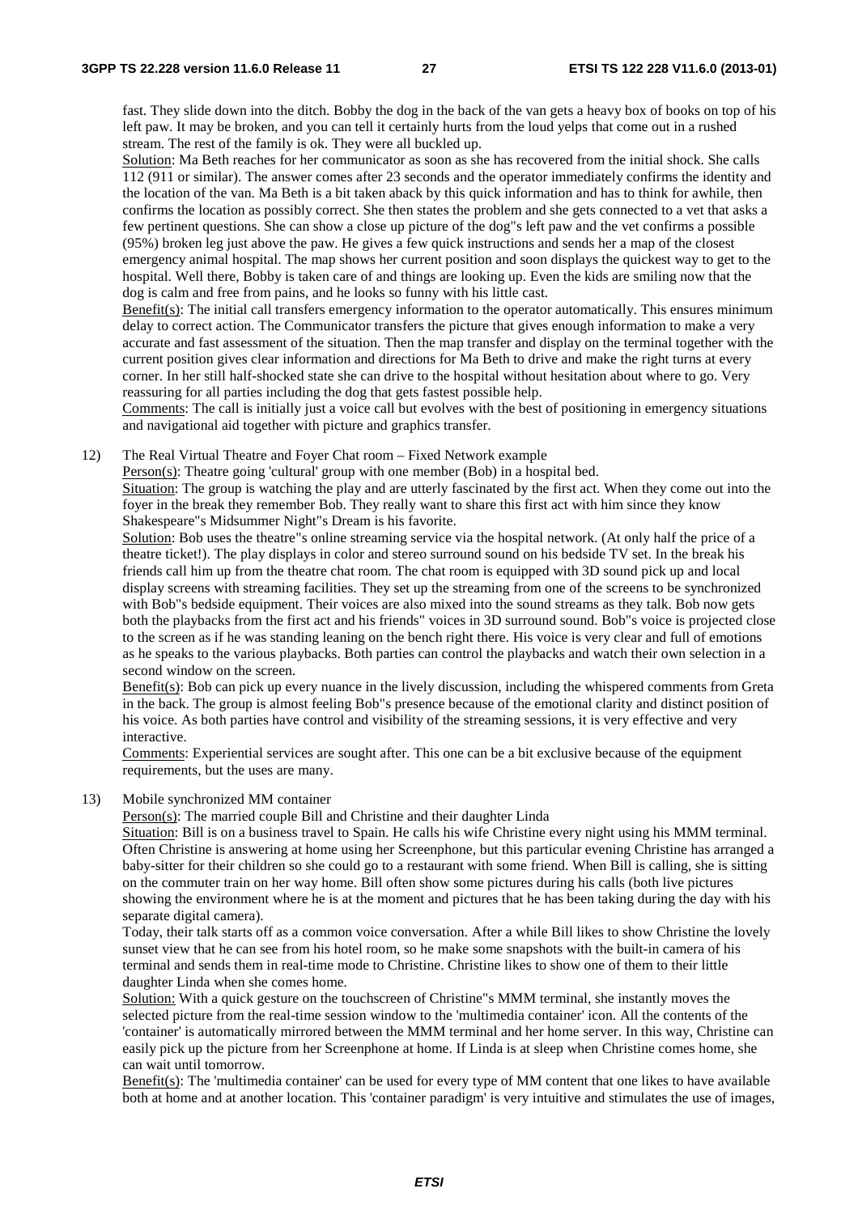fast. They slide down into the ditch. Bobby the dog in the back of the van gets a heavy box of books on top of his left paw. It may be broken, and you can tell it certainly hurts from the loud yelps that come out in a rushed stream. The rest of the family is ok. They were all buckled up.

Solution: Ma Beth reaches for her communicator as soon as she has recovered from the initial shock. She calls 112 (911 or similar). The answer comes after 23 seconds and the operator immediately confirms the identity and the location of the van. Ma Beth is a bit taken aback by this quick information and has to think for awhile, then confirms the location as possibly correct. She then states the problem and she gets connected to a vet that asks a few pertinent questions. She can show a close up picture of the dog"s left paw and the vet confirms a possible (95%) broken leg just above the paw. He gives a few quick instructions and sends her a map of the closest emergency animal hospital. The map shows her current position and soon displays the quickest way to get to the hospital. Well there, Bobby is taken care of and things are looking up. Even the kids are smiling now that the dog is calm and free from pains, and he looks so funny with his little cast.

Benefit(s): The initial call transfers emergency information to the operator automatically. This ensures minimum delay to correct action. The Communicator transfers the picture that gives enough information to make a very accurate and fast assessment of the situation. Then the map transfer and display on the terminal together with the current position gives clear information and directions for Ma Beth to drive and make the right turns at every corner. In her still half-shocked state she can drive to the hospital without hesitation about where to go. Very reassuring for all parties including the dog that gets fastest possible help.

Comments: The call is initially just a voice call but evolves with the best of positioning in emergency situations and navigational aid together with picture and graphics transfer.

12) The Real Virtual Theatre and Foyer Chat room – Fixed Network example

Person(s): Theatre going 'cultural' group with one member (Bob) in a hospital bed.

Situation: The group is watching the play and are utterly fascinated by the first act. When they come out into the foyer in the break they remember Bob. They really want to share this first act with him since they know Shakespeare"s Midsummer Night"s Dream is his favorite.

Solution: Bob uses the theatre"s online streaming service via the hospital network. (At only half the price of a theatre ticket!). The play displays in color and stereo surround sound on his bedside TV set. In the break his friends call him up from the theatre chat room. The chat room is equipped with 3D sound pick up and local display screens with streaming facilities. They set up the streaming from one of the screens to be synchronized with Bob"s bedside equipment. Their voices are also mixed into the sound streams as they talk. Bob now gets both the playbacks from the first act and his friends" voices in 3D surround sound. Bob"s voice is projected close to the screen as if he was standing leaning on the bench right there. His voice is very clear and full of emotions as he speaks to the various playbacks. Both parties can control the playbacks and watch their own selection in a second window on the screen.

Benefit(s): Bob can pick up every nuance in the lively discussion, including the whispered comments from Greta in the back. The group is almost feeling Bob"s presence because of the emotional clarity and distinct position of his voice. As both parties have control and visibility of the streaming sessions, it is very effective and very interactive.

Comments: Experiential services are sought after. This one can be a bit exclusive because of the equipment requirements, but the uses are many.

13) Mobile synchronized MM container

Person(s): The married couple Bill and Christine and their daughter Linda

Situation: Bill is on a business travel to Spain. He calls his wife Christine every night using his MMM terminal. Often Christine is answering at home using her Screenphone, but this particular evening Christine has arranged a baby-sitter for their children so she could go to a restaurant with some friend. When Bill is calling, she is sitting on the commuter train on her way home. Bill often show some pictures during his calls (both live pictures showing the environment where he is at the moment and pictures that he has been taking during the day with his separate digital camera).

Today, their talk starts off as a common voice conversation. After a while Bill likes to show Christine the lovely sunset view that he can see from his hotel room, so he make some snapshots with the built-in camera of his terminal and sends them in real-time mode to Christine. Christine likes to show one of them to their little daughter Linda when she comes home.

Solution: With a quick gesture on the touchscreen of Christine"s MMM terminal, she instantly moves the selected picture from the real-time session window to the 'multimedia container' icon. All the contents of the 'container' is automatically mirrored between the MMM terminal and her home server. In this way, Christine can easily pick up the picture from her Screenphone at home. If Linda is at sleep when Christine comes home, she can wait until tomorrow.

Benefit(s): The 'multimedia container' can be used for every type of MM content that one likes to have available both at home and at another location. This 'container paradigm' is very intuitive and stimulates the use of images,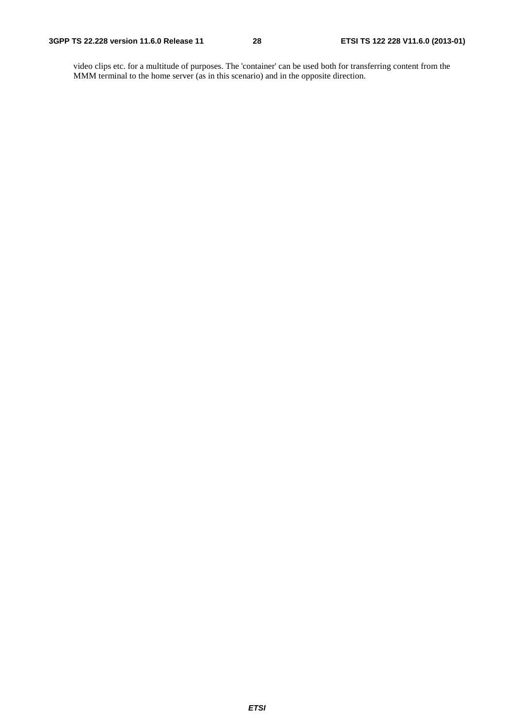video clips etc. for a multitude of purposes. The 'container' can be used both for transferring content from the MMM terminal to the home server (as in this scenario) and in the opposite direction.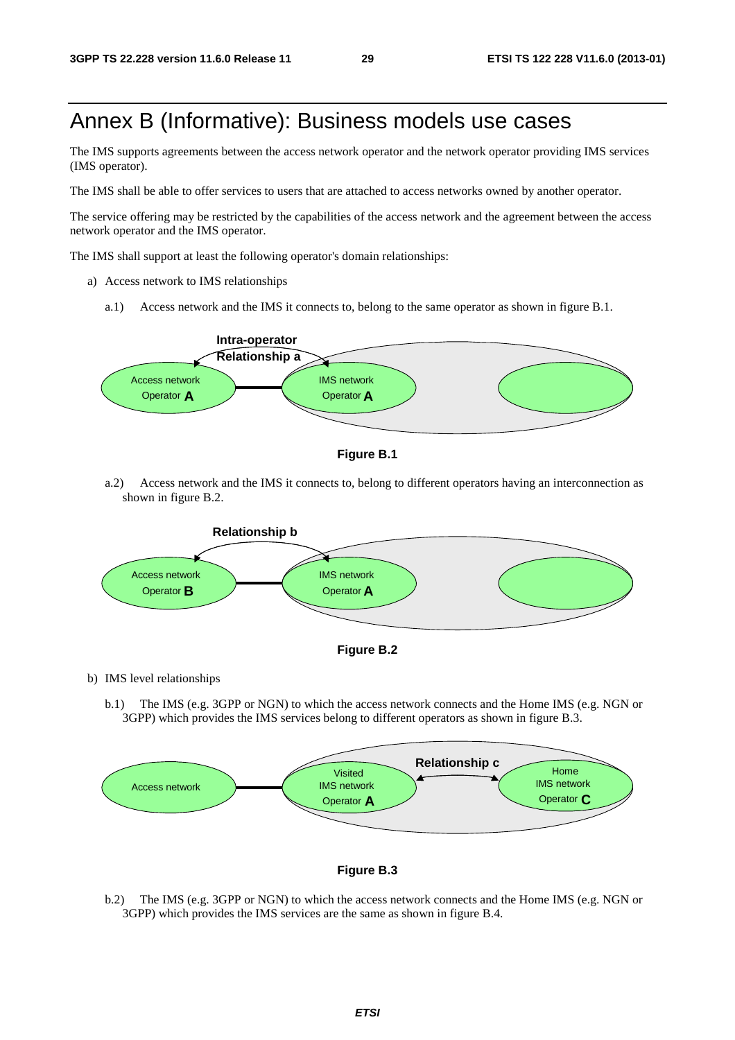# Annex B (Informative): Business models use cases

The IMS supports agreements between the access network operator and the network operator providing IMS services (IMS operator).

The IMS shall be able to offer services to users that are attached to access networks owned by another operator.

The service offering may be restricted by the capabilities of the access network and the agreement between the access network operator and the IMS operator.

The IMS shall support at least the following operator's domain relationships:

a) Access network to IMS relationships

a.1) Access network and the IMS it connects to, belong to the same operator as shown in figure B.1.

**Figure B.1**

a.2) Access network and the IMS it connects to, belong to different operators having an interconnection as shown in figure B.2.

**Figure B.2**

b) IMS level relationships

b.1) The IMS (e.g. 3GPP or NGN) to which the access network connects and the Home IMS (e.g. NGN or 3GPP) which provides the IMS services belong to different operators as shown in figure B.3.

**Figure B.3**

b.2) The IMS (e.g. 3GPP or NGN) to which the access network connects and the Home IMS (e.g. NGN or 3GPP) which provides the IMS services are the same as shown in figure B.4.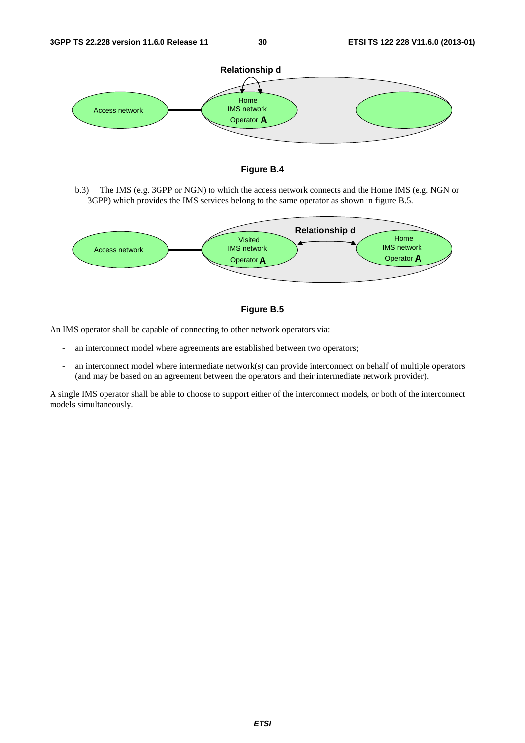**Figure B.4**

b.3) The IMS (e.g. 3GPP or NGN) to which the access network connects and the Home IMS (e.g. NGN or 3GPP) which provides the IMS services belong to the same operator as shown in figure B.5.

**Figure B.5**

An IMS operator shall be capable of connecting to other network operators via:

- an interconnect model where agreements are established between two operators;
- an interconnect model where intermediate network(s) can provide interconnect on behalf of multiple operators (and may be based on an agreement between the operators and their intermediate network provider).

A single IMS operator shall be able to choose to support either of the interconnect models, or both of the interconnect models simultaneously.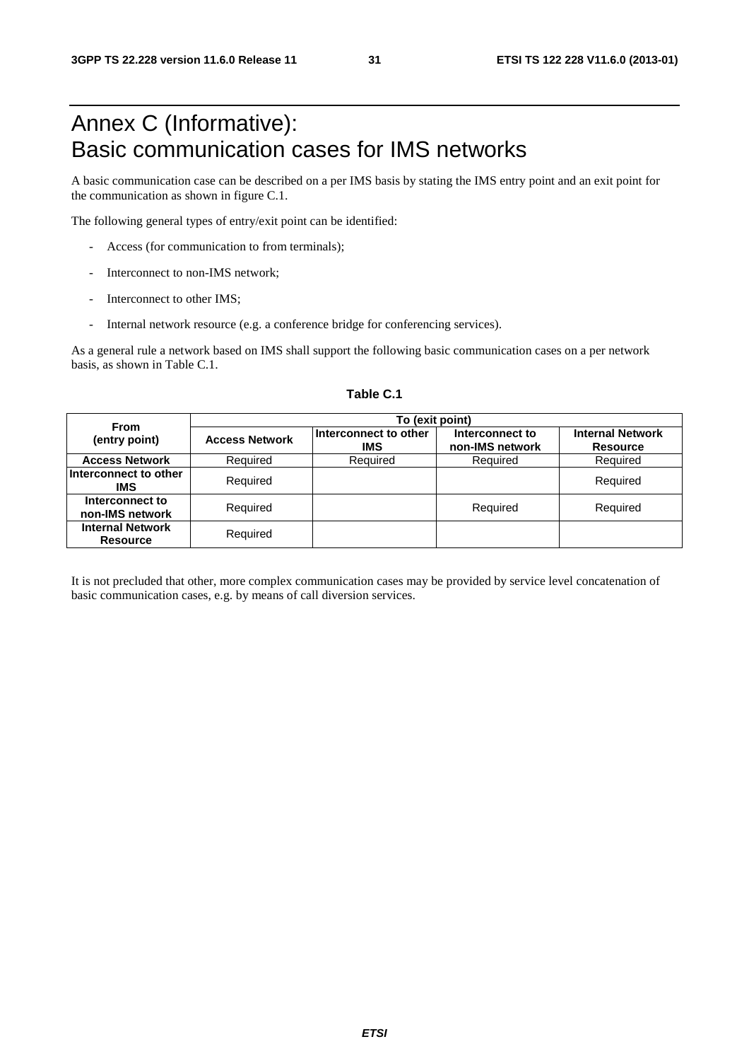# Annex C (Informative): Basic communication cases for IMS networks

A basic communication case can be described on a per IMS basis by stating the IMS entry point and an exit point for the communication as shown in figure C.1.

The following general types of entry/exit point can be identified:

- Access (for communication to from terminals);
- Interconnect to non-IMS network;
- Interconnect to other IMS;
- Internal network resource (e.g. a conference bridge for conferencing services).

As a general rule a network based on IMS shall support the following basic communication cases on a per network basis, as shown in Table C.1.

**Table C.1**

| From (entry point) | To (exit point) | | | |
|---|---|---|---|---|
| | **Access Network** | **Interconnect to other IMS** | **Interconnect to non-IMS network** | **Internal Network Resource** |
| **Access Network** | Required | Required | Required | Required |
| **Interconnect to other IMS** | Required | | | Required |
| **Interconnect to non-IMS network** | Required | | Required | Required |
| **Internal Network Resource** | Required | | | |

It is not precluded that other, more complex communication cases may be provided by service level concatenation of basic communication cases, e.g. by means of call diversion services.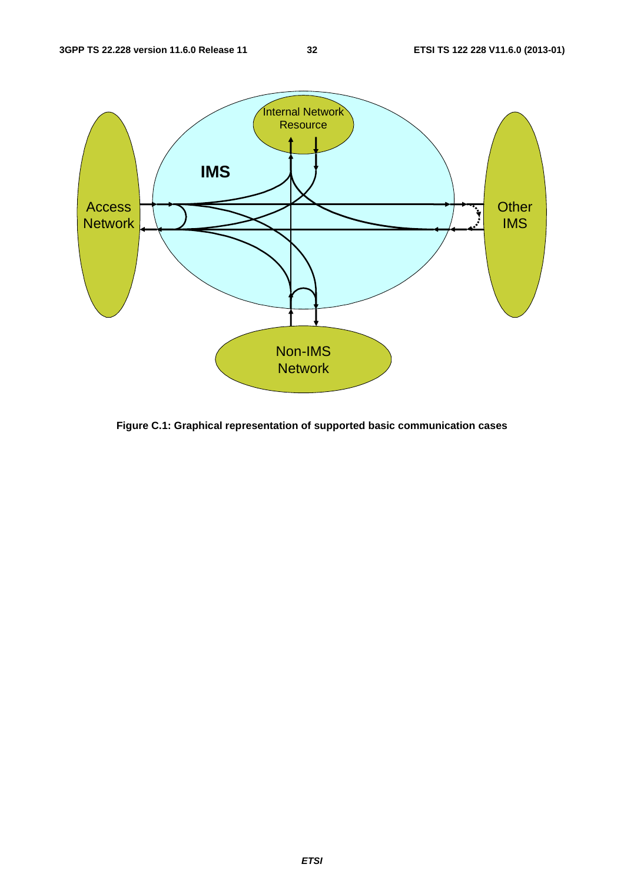**Figure C.1: Graphical representation of supported basic communication cases**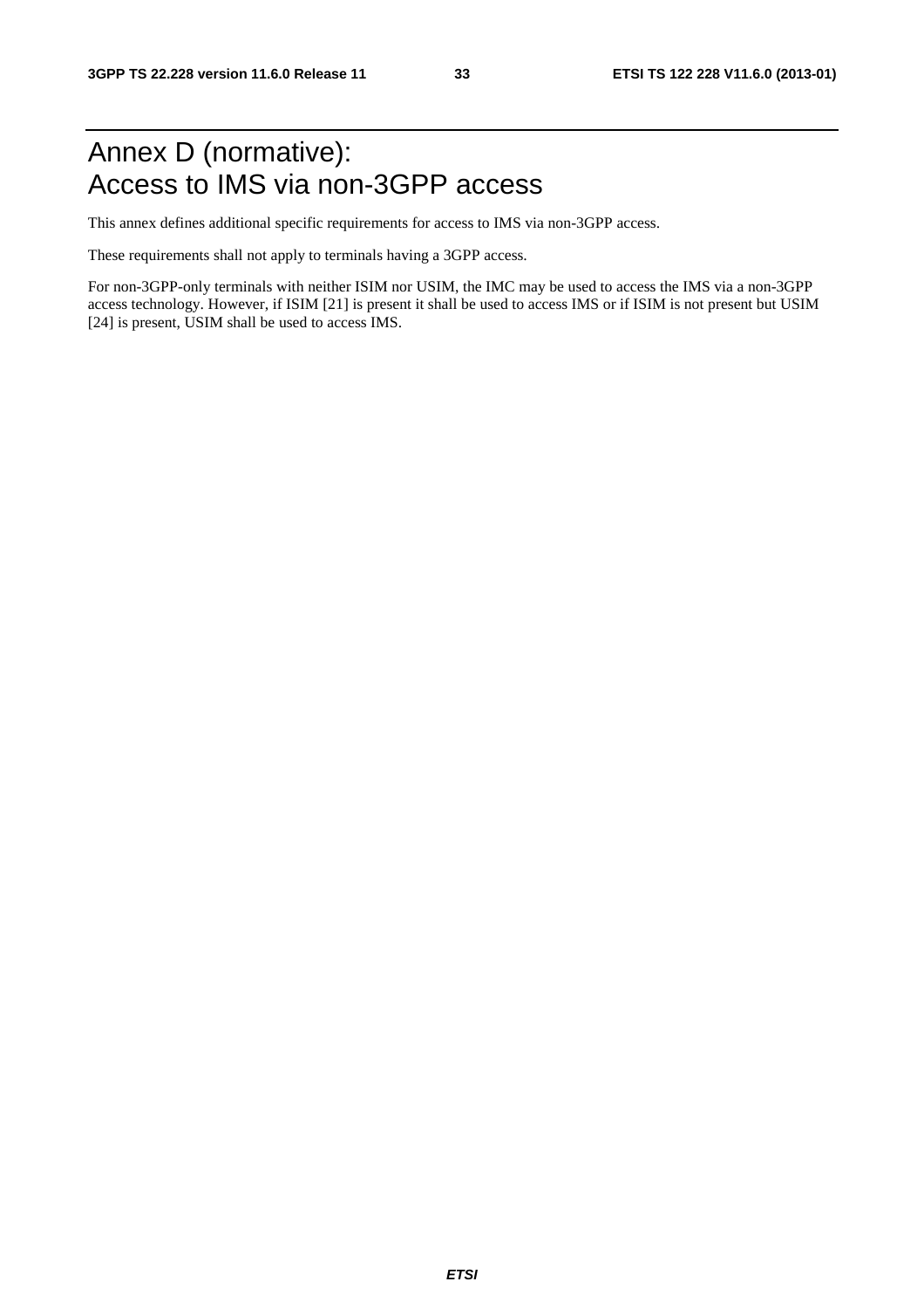# Annex D (normative): Access to IMS via non-3GPP access

This annex defines additional specific requirements for access to IMS via non-3GPP access.

These requirements shall not apply to terminals having a 3GPP access.

For non-3GPP-only terminals with neither ISIM nor USIM, the IMC may be used to access the IMS via a non-3GPP access technology. However, if ISIM [21] is present it shall be used to access IMS or if ISIM is not present but USIM [24] is present, USIM shall be used to access IMS.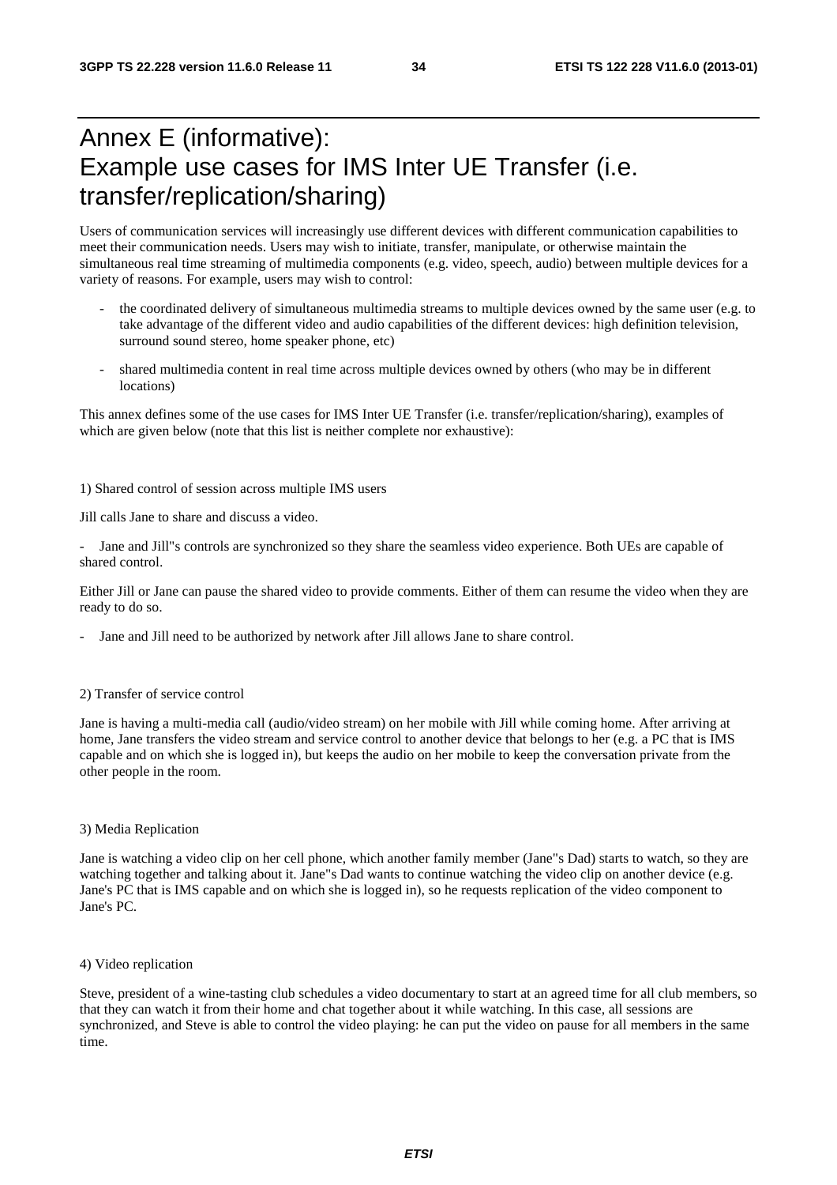# Annex E (informative): Example use cases for IMS Inter UE Transfer (i.e. transfer/replication/sharing)

Users of communication services will increasingly use different devices with different communication capabilities to meet their communication needs. Users may wish to initiate, transfer, manipulate, or otherwise maintain the simultaneous real time streaming of multimedia components (e.g. video, speech, audio) between multiple devices for a variety of reasons. For example, users may wish to control:

- the coordinated delivery of simultaneous multimedia streams to multiple devices owned by the same user (e.g. to take advantage of the different video and audio capabilities of the different devices: high definition television, surround sound stereo, home speaker phone, etc)
- shared multimedia content in real time across multiple devices owned by others (who may be in different locations)

This annex defines some of the use cases for IMS Inter UE Transfer (i.e. transfer/replication/sharing), examples of which are given below (note that this list is neither complete nor exhaustive):

1) Shared control of session across multiple IMS users

Jill calls Jane to share and discuss a video.

- Jane and Jill"s controls are synchronized so they share the seamless video experience. Both UEs are capable of shared control.

Either Jill or Jane can pause the shared video to provide comments. Either of them can resume the video when they are ready to do so.

- Jane and Jill need to be authorized by network after Jill allows Jane to share control.

2) Transfer of service control

Jane is having a multi-media call (audio/video stream) on her mobile with Jill while coming home. After arriving at home, Jane transfers the video stream and service control to another device that belongs to her (e.g. a PC that is IMS capable and on which she is logged in), but keeps the audio on her mobile to keep the conversation private from the other people in the room.

3) Media Replication

Jane is watching a video clip on her cell phone, which another family member (Jane"s Dad) starts to watch, so they are watching together and talking about it. Jane"s Dad wants to continue watching the video clip on another device (e.g. Jane's PC that is IMS capable and on which she is logged in), so he requests replication of the video component to Jane's PC.

4) Video replication

Steve, president of a wine-tasting club schedules a video documentary to start at an agreed time for all club members, so that they can watch it from their home and chat together about it while watching. In this case, all sessions are synchronized, and Steve is able to control the video playing: he can put the video on pause for all members in the same time.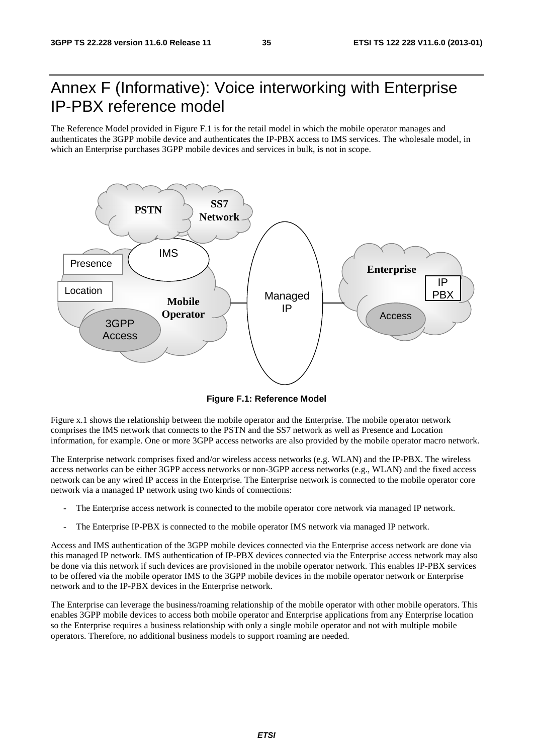# Annex F (Informative): Voice interworking with Enterprise IP-PBX reference model

The Reference Model provided in Figure F.1 is for the retail model in which the mobile operator manages and authenticates the 3GPP mobile device and authenticates the IP-PBX access to IMS services. The wholesale model, in which an Enterprise purchases 3GPP mobile devices and services in bulk, is not in scope.

**Figure F.1: Reference Model**

Figure x.1 shows the relationship between the mobile operator and the Enterprise. The mobile operator network comprises the IMS network that connects to the PSTN and the SS7 network as well as Presence and Location information, for example. One or more 3GPP access networks are also provided by the mobile operator macro network.

The Enterprise network comprises fixed and/or wireless access networks (e.g. WLAN) and the IP-PBX. The wireless access networks can be either 3GPP access networks or non-3GPP access networks (e.g., WLAN) and the fixed access network can be any wired IP access in the Enterprise. The Enterprise network is connected to the mobile operator core network via a managed IP network using two kinds of connections:

- The Enterprise access network is connected to the mobile operator core network via managed IP network.
- The Enterprise IP-PBX is connected to the mobile operator IMS network via managed IP network.

Access and IMS authentication of the 3GPP mobile devices connected via the Enterprise access network are done via this managed IP network. IMS authentication of IP-PBX devices connected via the Enterprise access network may also be done via this network if such devices are provisioned in the mobile operator network. This enables IP-PBX services to be offered via the mobile operator IMS to the 3GPP mobile devices in the mobile operator network or Enterprise network and to the IP-PBX devices in the Enterprise network.

The Enterprise can leverage the business/roaming relationship of the mobile operator with other mobile operators. This enables 3GPP mobile devices to access both mobile operator and Enterprise applications from any Enterprise location so the Enterprise requires a business relationship with only a single mobile operator and not with multiple mobile operators. Therefore, no additional business models to support roaming are needed.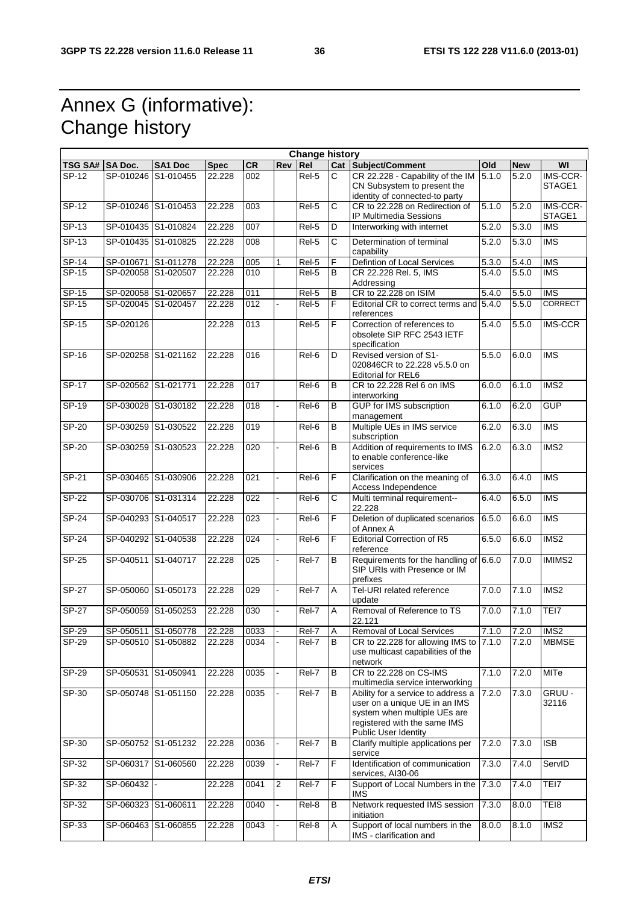# Annex G (informative): Change history

| Change history | | | | | | | | | | | |
|---|---|---|---|---|---|---|---|---|---|---|---|
| TSG SA# | SA Doc. | SA1 Doc | Spec | CR | Rev | Rel | Cat | Subject/Comment | Old | New | WI |
| SP-12 | SP-010246 | S1-010455 | 22.228 | 002 | | Rel-5 | C | CR 22.228 - Capability of the IM CN Subsystem to present the identity of connected-to party | 5.1.0 | 5.2.0 | IMS-CCR-STAGE1 |
| SP-12 | SP-010246 | S1-010453 | 22.228 | 003 | | Rel-5 | C | CR to 22.228 on Redirection of IP Multimedia Sessions | 5.1.0 | 5.2.0 | IMS-CCR-STAGE1 |
| SP-13 | SP-010435 | S1-010824 | 22.228 | 007 | | Rel-5 | D | Interworking with internet | 5.2.0 | 5.3.0 | IMS |
| SP-13 | SP-010435 | S1-010825 | 22.228 | 008 | | Rel-5 | C | Determination of terminal capability | 5.2.0 | 5.3.0 | IMS |
| SP-14 | SP-010671 | S1-011278 | 22.228 | 005 | 1 | Rel-5 | F | Defintion of Local Services | 5.3.0 | 5.4.0 | IMS |
| SP-15 | SP-020058 | S1-020507 | 22.228 | 010 | | Rel-5 | B | CR 22.228 Rel. 5, IMS Addressing | 5.4.0 | 5.5.0 | IMS |
| SP-15 | SP-020058 | S1-020657 | 22.228 | 011 | | Rel-5 | B | CR to 22.228 on ISIM | 5.4.0 | 5.5.0 | IMS |
| SP-15 | SP-020045 | S1-020457 | 22.228 | 012 | - | Rel-5 | F | Editorial CR to correct terms and references | 5.4.0 | 5.5.0 | CORRECT |
| SP-15 | SP-020126 | | 22.228 | 013 | | Rel-5 | F | Correction of references to obsolete SIP RFC 2543 IETF specification | 5.4.0 | 5.5.0 | IMS-CCR |
| SP-16 | SP-020258 | S1-021162 | 22.228 | 016 | | Rel-6 | D | Revised version of S1-020846CR to 22.228 v5.5.0 on Editorial for REL6 | 5.5.0 | 6.0.0 | IMS |
| SP-17 | SP-020562 | S1-021771 | 22.228 | 017 | | Rel-6 | B | CR to 22.228 Rel 6 on IMS interworking | 6.0.0 | 6.1.0 | IMS2 |
| SP-19 | SP-030028 | S1-030182 | 22.228 | 018 | - | Rel-6 | B | GUP for IMS subscription management | 6.1.0 | 6.2.0 | GUP |
| SP-20 | SP-030259 | S1-030522 | 22.228 | 019 | | Rel-6 | B | Multiple UEs in IMS service subscription | 6.2.0 | 6.3.0 | IMS |
| SP-20 | SP-030259 | S1-030523 | 22.228 | 020 | - | Rel-6 | B | Addition of requirements to IMS to enable conference-like services | 6.2.0 | 6.3.0 | IMS2 |
| SP-21 | SP-030465 | S1-030906 | 22.228 | 021 | - | Rel-6 | F | Clarification on the meaning of Access Independence | 6.3.0 | 6.4.0 | IMS |
| SP-22 | SP-030706 | S1-031314 | 22.228 | 022 | - | Rel-6 | C | Multi terminal requirement--22.228 | 6.4.0 | 6.5.0 | IMS |
| SP-24 | SP-040293 | S1-040517 | 22.228 | 023 | - | Rel-6 | F | Deletion of duplicated scenarios of Annex A | 6.5.0 | 6.6.0 | IMS |
| SP-24 | SP-040292 | S1-040538 | 22.228 | 024 | - | Rel-6 | F | Editorial Correction of R5 reference | 6.5.0 | 6.6.0 | IMS2 |
| SP-25 | SP-040511 | S1-040717 | 22.228 | 025 | - | Rel-7 | B | Requirements for the handling of SIP URIs with Presence or IM prefixes | 6.6.0 | 7.0.0 | IMIMS2 |
| SP-27 | SP-050060 | S1-050173 | 22.228 | 029 | - | Rel-7 | A | Tel-URI related reference update | 7.0.0 | 7.1.0 | IMS2 |
| SP-27 | SP-050059 | S1-050253 | 22.228 | 030 | - | Rel-7 | A | Removal of Reference to TS 22.121 | 7.0.0 | 7.1.0 | TEI7 |
| SP-29 | SP-050511 | S1-050778 | 22.228 | 0033 | - | Rel-7 | A | Removal of Local Services | 7.1.0 | 7.2.0 | IMS2 |
| SP-29 | SP-050510 | S1-050882 | 22.228 | 0034 | - | Rel-7 | B | CR to 22.228 for allowing IMS to use multicast capabilities of the network | 7.1.0 | 7.2.0 | MBMSE |
| SP-29 | SP-050531 | S1-050941 | 22.228 | 0035 | - | Rel-7 | B | CR to 22.228 on CS-IMS multimedia service interworking | 7.1.0 | 7.2.0 | MITe |
| SP-30 | SP-050748 | S1-051150 | 22.228 | 0035 | - | Rel-7 | B | Ability for a service to address a user on a unique UE in an IMS system when multiple UEs are registered with the same IMS Public User Identity | 7.2.0 | 7.3.0 | GRUU - 32116 |
| SP-30 | SP-050752 | S1-051232 | 22.228 | 0036 | - | Rel-7 | B | Clarify multiple applications per service | 7.2.0 | 7.3.0 | ISB |
| SP-32 | SP-060317 | S1-060560 | 22.228 | 0039 | - | Rel-7 | F | Identification of communication services, AI30-06 | 7.3.0 | 7.4.0 | ServID |
| SP-32 | SP-060432 | - | 22.228 | 0041 | 2 | Rel-7 | F | Support of Local Numbers in the IMS | 7.3.0 | 7.4.0 | TEI7 |
| SP-32 | SP-060323 | S1-060611 | 22.228 | 0040 | - | Rel-8 | B | Network requested IMS session initiation | 7.3.0 | 8.0.0 | TEI8 |
| SP-33 | SP-060463 | S1-060855 | 22.228 | 0043 | - | Rel-8 | A | Support of local numbers in the IMS - clarification and | 8.0.0 | 8.1.0 | IMS2 |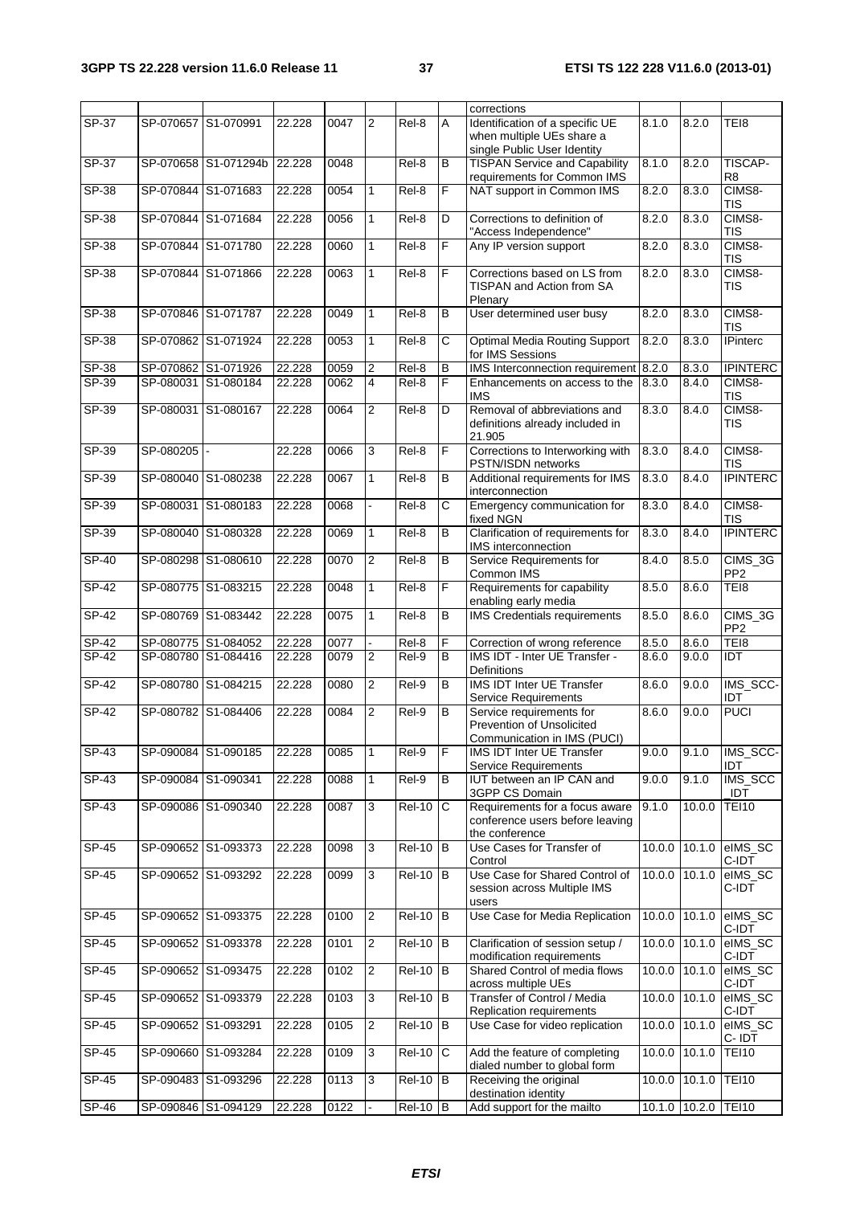|  |  |  |  |  |  |  |  | corrections |  |  |  |
|---|---|---|---|---|---|---|---|---|---|---|---|
| SP-37 | SP-070657 | S1-070991 | 22.228 | 0047 | 2 | Rel-8 | A | Identification of a specific UE when multiple UEs share a single Public User Identity | 8.1.0 | 8.2.0 | TEI8 |
| SP-37 | SP-070658 | S1-071294b | 22.228 | 0048 |  | Rel-8 | B | TISPAN Service and Capability requirements for Common IMS | 8.1.0 | 8.2.0 | TISCAP-R8 |
| SP-38 | SP-070844 | S1-071683 | 22.228 | 0054 | 1 | Rel-8 | F | NAT support in Common IMS | 8.2.0 | 8.3.0 | CIMS8-TIS |
| SP-38 | SP-070844 | S1-071684 | 22.228 | 0056 | 1 | Rel-8 | D | Corrections to definition of "Access Independence" | 8.2.0 | 8.3.0 | CIMS8-TIS |
| SP-38 | SP-070844 | S1-071780 | 22.228 | 0060 | 1 | Rel-8 | F | Any IP version support | 8.2.0 | 8.3.0 | CIMS8-TIS |
| SP-38 | SP-070844 | S1-071866 | 22.228 | 0063 | 1 | Rel-8 | F | Corrections based on LS from TISPAN and Action from SA Plenary | 8.2.0 | 8.3.0 | CIMS8-TIS |
| SP-38 | SP-070846 | S1-071787 | 22.228 | 0049 | 1 | Rel-8 | B | User determined user busy | 8.2.0 | 8.3.0 | CIMS8-TIS |
| SP-38 | SP-070862 | S1-071924 | 22.228 | 0053 | 1 | Rel-8 | C | Optimal Media Routing Support for IMS Sessions | 8.2.0 | 8.3.0 | IPinterc |
| SP-38 | SP-070862 | S1-071926 | 22.228 | 0059 | 2 | Rel-8 | B | IMS Interconnection requirement | 8.2.0 | 8.3.0 | IPINTERC |
| SP-39 | SP-080031 | S1-080184 | 22.228 | 0062 | 4 | Rel-8 | F | Enhancements on access to the IMS | 8.3.0 | 8.4.0 | CIMS8-TIS |
| SP-39 | SP-080031 | S1-080167 | 22.228 | 0064 | 2 | Rel-8 | D | Removal of abbreviations and definitions already included in 21.905 | 8.3.0 | 8.4.0 | CIMS8-TIS |
| SP-39 | SP-080205 | - | 22.228 | 0066 | 3 | Rel-8 | F | Corrections to Interworking with PSTN/ISDN networks | 8.3.0 | 8.4.0 | CIMS8-TIS |
| SP-39 | SP-080040 | S1-080238 | 22.228 | 0067 | 1 | Rel-8 | B | Additional requirements for IMS interconnection | 8.3.0 | 8.4.0 | IPINTERC |
| SP-39 | SP-080031 | S1-080183 | 22.228 | 0068 | - | Rel-8 | C | Emergency communication for fixed NGN | 8.3.0 | 8.4.0 | CIMS8-TIS |
| SP-39 | SP-080040 | S1-080328 | 22.228 | 0069 | 1 | Rel-8 | B | Clarification of requirements for IMS interconnection | 8.3.0 | 8.4.0 | IPINTERC |
| SP-40 | SP-080298 | S1-080610 | 22.228 | 0070 | 2 | Rel-8 | B | Service Requirements for Common IMS | 8.4.0 | 8.5.0 | CIMS_3GPP2 |
| SP-42 | SP-080775 | S1-083215 | 22.228 | 0048 | 1 | Rel-8 | F | Requirements for capability enabling early media | 8.5.0 | 8.6.0 | TEI8 |
| SP-42 | SP-080769 | S1-083442 | 22.228 | 0075 | 1 | Rel-8 | B | IMS Credentials requirements | 8.5.0 | 8.6.0 | CIMS_3GPP2 |
| SP-42 | SP-080775 | S1-084052 | 22.228 | 0077 | - | Rel-8 | F | Correction of wrong reference | 8.5.0 | 8.6.0 | TEI8 |
| SP-42 | SP-080780 | S1-084416 | 22.228 | 0079 | 2 | Rel-9 | B | IMS IDT - Inter UE Transfer - Definitions | 8.6.0 | 9.0.0 | IDT |
| SP-42 | SP-080780 | S1-084215 | 22.228 | 0080 | 2 | Rel-9 | B | IMS IDT Inter UE Transfer Service Requirements | 8.6.0 | 9.0.0 | IMS_SCC-IDT |
| SP-42 | SP-080782 | S1-084406 | 22.228 | 0084 | 2 | Rel-9 | B | Service requirements for Prevention of Unsolicited Communication in IMS (PUCI) | 8.6.0 | 9.0.0 | PUCI |
| SP-43 | SP-090084 | S1-090185 | 22.228 | 0085 | 1 | Rel-9 | F | IMS IDT Inter UE Transfer Service Requirements | 9.0.0 | 9.1.0 | IMS_SCC-IDT |
| SP-43 | SP-090084 | S1-090341 | 22.228 | 0088 | 1 | Rel-9 | B | IUT between an IP CAN and 3GPP CS Domain | 9.0.0 | 9.1.0 | IMS_SCC_IDT |
| SP-43 | SP-090086 | S1-090340 | 22.228 | 0087 | 3 | Rel-10 | C | Requirements for a focus aware conference users before leaving the conference | 9.1.0 | 10.0.0 | TEI10 |
| SP-45 | SP-090652 | S1-093373 | 22.228 | 0098 | 3 | Rel-10 | B | Use Cases for Transfer of Control | 10.0.0 | 10.1.0 | eIMS_SC C-IDT |
| SP-45 | SP-090652 | S1-093292 | 22.228 | 0099 | 3 | Rel-10 | B | Use Case for Shared Control of session across Multiple IMS users | 10.0.0 | 10.1.0 | eIMS_SC C-IDT |
| SP-45 | SP-090652 | S1-093375 | 22.228 | 0100 | 2 | Rel-10 | B | Use Case for Media Replication | 10.0.0 | 10.1.0 | eIMS_SC C-IDT |
| SP-45 | SP-090652 | S1-093378 | 22.228 | 0101 | 2 | Rel-10 | B | Clarification of session setup / modification requirements | 10.0.0 | 10.1.0 | eIMS_SC C-IDT |
| SP-45 | SP-090652 | S1-093475 | 22.228 | 0102 | 2 | Rel-10 | B | Shared Control of media flows across multiple UEs | 10.0.0 | 10.1.0 | eIMS_SC C-IDT |
| SP-45 | SP-090652 | S1-093379 | 22.228 | 0103 | 3 | Rel-10 | B | Transfer of Control / Media Replication requirements | 10.0.0 | 10.1.0 | eIMS_SC C-IDT |
| SP-45 | SP-090652 | S1-093291 | 22.228 | 0105 | 2 | Rel-10 | B | Use Case for video replication | 10.0.0 | 10.1.0 | eIMS_SC C- IDT |
| SP-45 | SP-090660 | S1-093284 | 22.228 | 0109 | 3 | Rel-10 | C | Add the feature of completing dialed number to global form | 10.0.0 | 10.1.0 | TEI10 |
| SP-45 | SP-090483 | S1-093296 | 22.228 | 0113 | 3 | Rel-10 | B | Receiving the original destination identity | 10.0.0 | 10.1.0 | TEI10 |
| SP-46 | SP-090846 | S1-094129 | 22.228 | 0122 | - | Rel-10 | B | Add support for the mailto | 10.1.0 | 10.2.0 | TEI10 |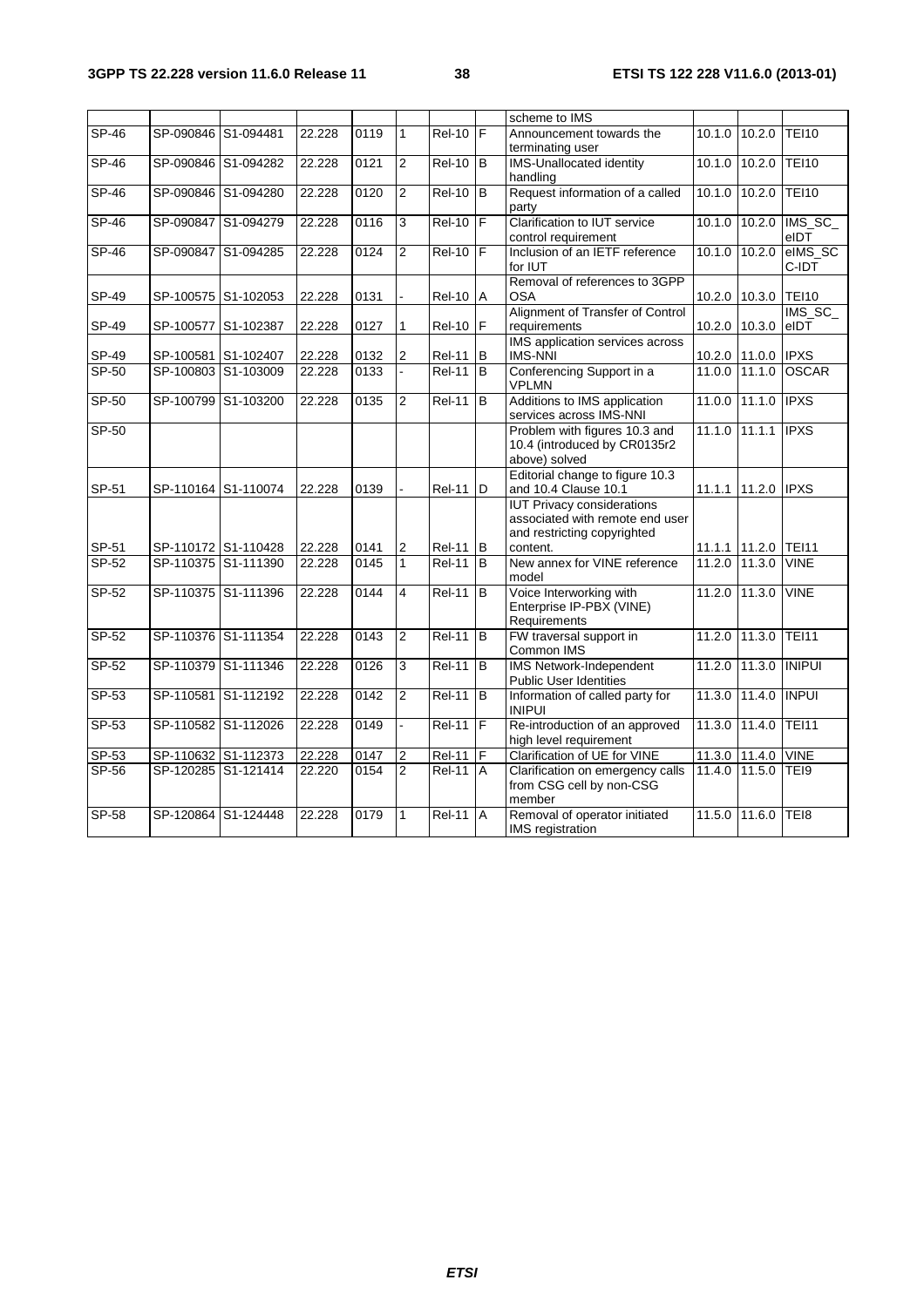|  |  |  |  |  |  |  |  | scheme to IMS |  |  |  |
|---|---|---|---|---|---|---|---|---|---|---|---|
| SP-46 | SP-090846 | S1-094481 | 22.228 | 0119 | 1 | Rel-10 | F | Announcement towards the terminating user | 10.1.0 | 10.2.0 | TEI10 |
| SP-46 | SP-090846 | S1-094282 | 22.228 | 0121 | 2 | Rel-10 | B | IMS-Unallocated identity handling | 10.1.0 | 10.2.0 | TEI10 |
| SP-46 | SP-090846 | S1-094280 | 22.228 | 0120 | 2 | Rel-10 | B | Request information of a called party | 10.1.0 | 10.2.0 | TEI10 |
| SP-46 | SP-090847 | S1-094279 | 22.228 | 0116 | 3 | Rel-10 | F | Clarification to IUT service control requirement | 10.1.0 | 10.2.0 | IMS_SC_eIDT |
| SP-46 | SP-090847 | S1-094285 | 22.228 | 0124 | 2 | Rel-10 | F | Inclusion of an IETF reference for IUT | 10.1.0 | 10.2.0 | eIMS_SC C-IDT |
| SP-49 | SP-100575 | S1-102053 | 22.228 | 0131 | - | Rel-10 | A | Removal of references to 3GPP OSA | 10.2.0 | 10.3.0 | TEI10 |
| SP-49 | SP-100577 | S1-102387 | 22.228 | 0127 | 1 | Rel-10 | F | Alignment of Transfer of Control requirements | 10.2.0 | 10.3.0 | IMS_SC_eIDT |
| SP-49 | SP-100581 | S1-102407 | 22.228 | 0132 | 2 | Rel-11 | B | IMS application services across IMS-NNI | 10.2.0 | 11.0.0 | IPXS |
| SP-50 | SP-100803 | S1-103009 | 22.228 | 0133 | - | Rel-11 | B | Conferencing Support in a VPLMN | 11.0.0 | 11.1.0 | OSCAR |
| SP-50 | SP-100799 | S1-103200 | 22.228 | 0135 | 2 | Rel-11 | B | Additions to IMS application services across IMS-NNI | 11.0.0 | 11.1.0 | IPXS |
| SP-50 |  |  |  |  |  |  |  | Problem with figures 10.3 and 10.4 (introduced by CR0135r2 above) solved | 11.1.0 | 11.1.1 | IPXS |
| SP-51 | SP-110164 | S1-110074 | 22.228 | 0139 | - | Rel-11 | D | Editorial change to figure 10.3 and 10.4 Clause 10.1 | 11.1.1 | 11.2.0 | IPXS |
| SP-51 | SP-110172 | S1-110428 | 22.228 | 0141 | 2 | Rel-11 | B | IUT Privacy considerations associated with remote end user and restricting copyrighted content. | 11.1.1 | 11.2.0 | TEI11 |
| SP-52 | SP-110375 | S1-111390 | 22.228 | 0145 | 1 | Rel-11 | B | New annex for VINE reference model | 11.2.0 | 11.3.0 | VINE |
| SP-52 | SP-110375 | S1-111396 | 22.228 | 0144 | 4 | Rel-11 | B | Voice Interworking with Enterprise IP-PBX (VINE) Requirements | 11.2.0 | 11.3.0 | VINE |
| SP-52 | SP-110376 | S1-111354 | 22.228 | 0143 | 2 | Rel-11 | B | FW traversal support in Common IMS | 11.2.0 | 11.3.0 | TEI11 |
| SP-52 | SP-110379 | S1-111346 | 22.228 | 0126 | 3 | Rel-11 | B | IMS Network-Independent Public User Identities | 11.2.0 | 11.3.0 | INIPUI |
| SP-53 | SP-110581 | S1-112192 | 22.228 | 0142 | 2 | Rel-11 | B | Information of called party for INIPUI | 11.3.0 | 11.4.0 | INPUI |
| SP-53 | SP-110582 | S1-112026 | 22.228 | 0149 | - | Rel-11 | F | Re-introduction of an approved high level requirement | 11.3.0 | 11.4.0 | TEI11 |
| SP-53 | SP-110632 | S1-112373 | 22.228 | 0147 | 2 | Rel-11 | F | Clarification of UE for VINE | 11.3.0 | 11.4.0 | VINE |
| SP-56 | SP-120285 | S1-121414 | 22.220 | 0154 | 2 | Rel-11 | A | Clarification on emergency calls from CSG cell by non-CSG member | 11.4.0 | 11.5.0 | TEI9 |
| SP-58 | SP-120864 | S1-124448 | 22.228 | 0179 | 1 | Rel-11 | A | Removal of operator initiated IMS registration | 11.5.0 | 11.6.0 | TEI8 |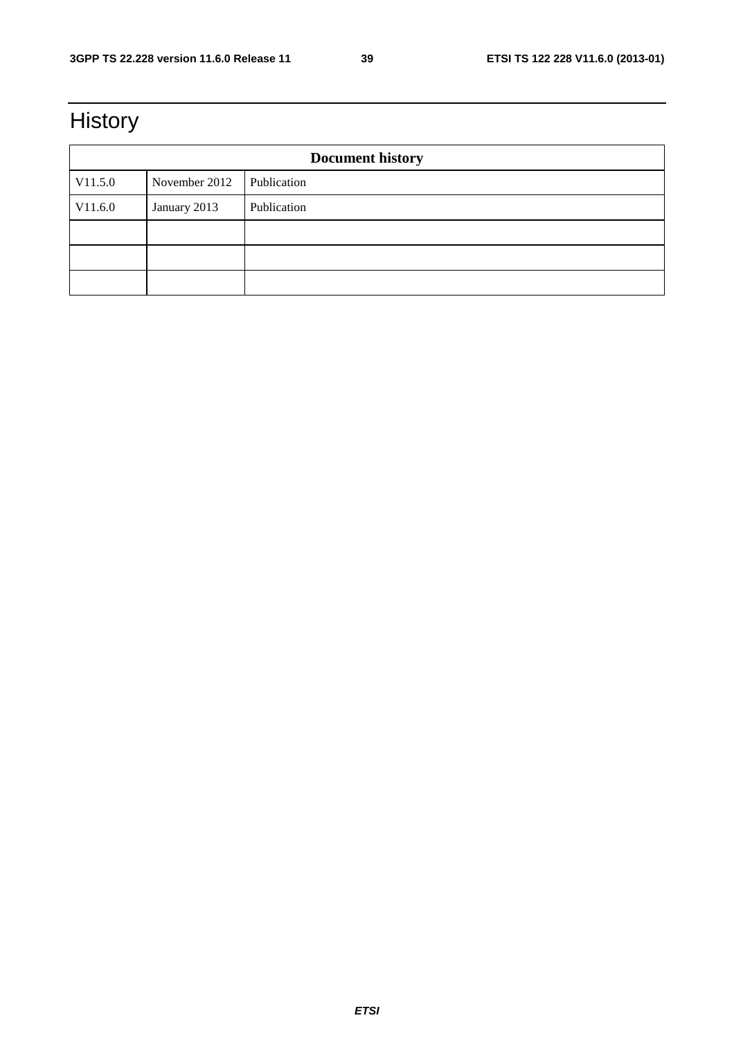# History

| Document history | | |
|---|---|---|
| V11.5.0 | November 2012 | Publication |
| V11.6.0 | January 2013 | Publication |
| | | |
| | | |
| | | |